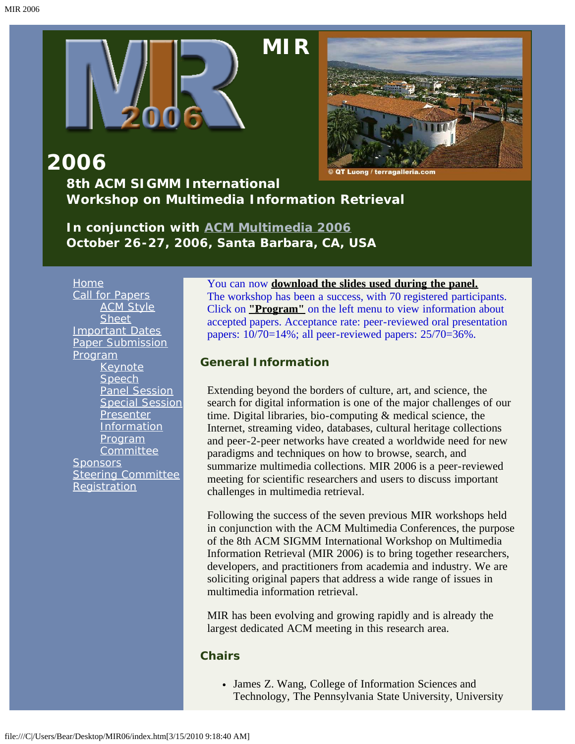# MIR 2006

## 8th ACM SIGMM International Workshop on Multimedia Information Retrieval

**In conjunction with ACM Multimedia 2006**
**October 26-27, 2006, Santa Barbara, CA, USA**

© QT Luong / terragalleria.com

- Home
- Call for Papers
  - ACM Style Sheet
- Important Dates
- Paper Submission
- Program
  - Keynote Speech
  - Panel Session
  - Special Session
  - Presenter Information
  - Program Committee
- Sponsors
- Steering Committee
- Registration

You can now **download the slides used during the panel.** The workshop has been a success, with 70 registered participants. Click on **"Program"** on the left menu to view information about accepted papers. Acceptance rate: peer-reviewed oral presentation papers: 10/70=14%; all peer-reviewed papers: 25/70=36%.

### General Information

Extending beyond the borders of culture, art, and science, the search for digital information is one of the major challenges of our time. Digital libraries, bio-computing & medical science, the Internet, streaming video, databases, cultural heritage collections and peer-2-peer networks have created a worldwide need for new paradigms and techniques on how to browse, search, and summarize multimedia collections. MIR 2006 is a peer-reviewed meeting for scientific researchers and users to discuss important challenges in multimedia retrieval.

Following the success of the seven previous MIR workshops held in conjunction with the ACM Multimedia Conferences, the purpose of the 8th ACM SIGMM International Workshop on Multimedia Information Retrieval (MIR 2006) is to bring together researchers, developers, and practitioners from academia and industry. We are soliciting original papers that address a wide range of issues in multimedia information retrieval.

MIR has been evolving and growing rapidly and is already the largest dedicated ACM meeting in this research area.

### Chairs

- James Z. Wang, College of Information Sciences and Technology, The Pennsylvania State University, University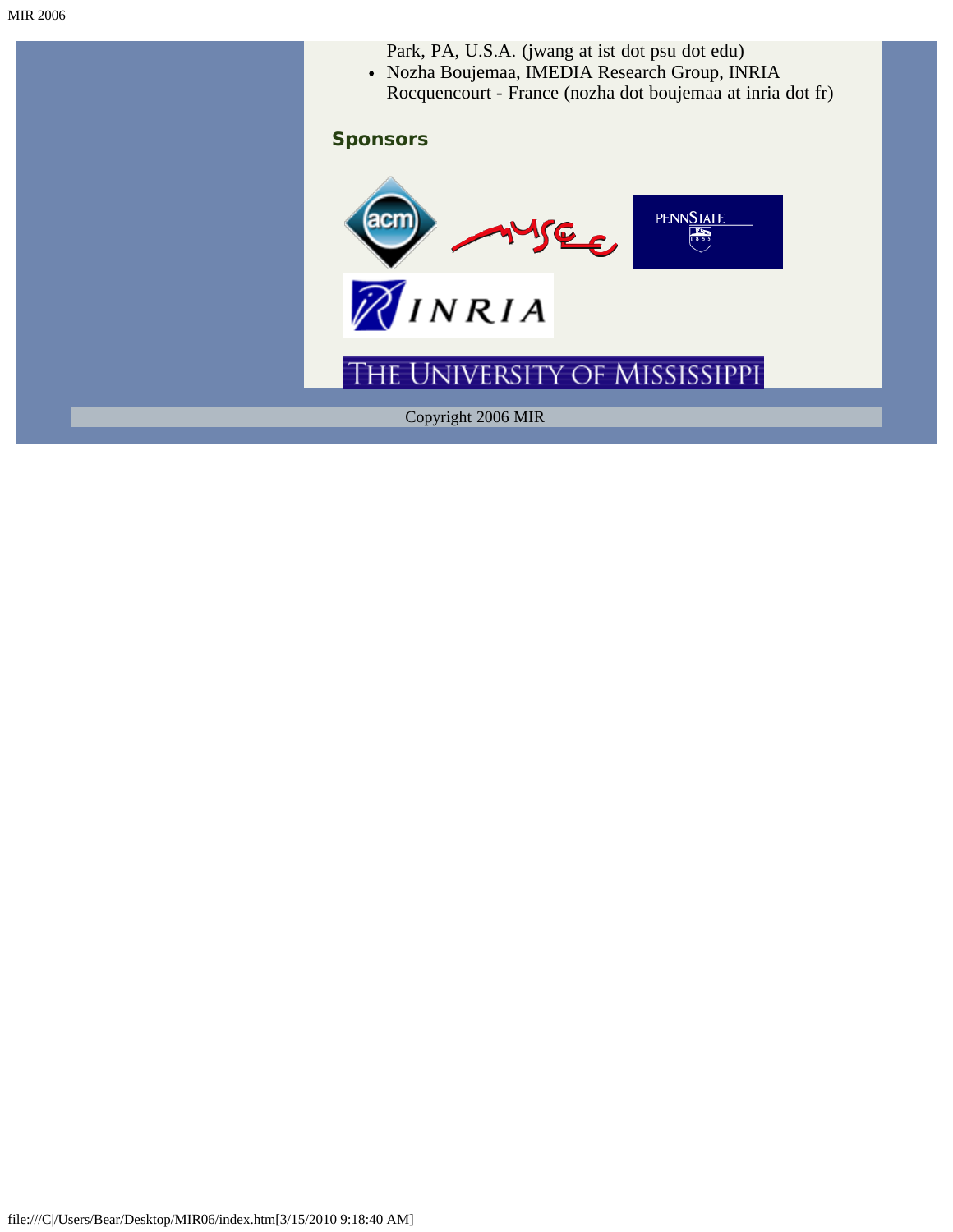Park, PA, U.S.A. (jwang at ist dot psu dot edu)
- Nozha Boujemaa, IMEDIA Research Group, INRIA Rocquencourt - France (nozha dot boujemaa at inria dot fr)

### Sponsors

Copyright 2006 MIR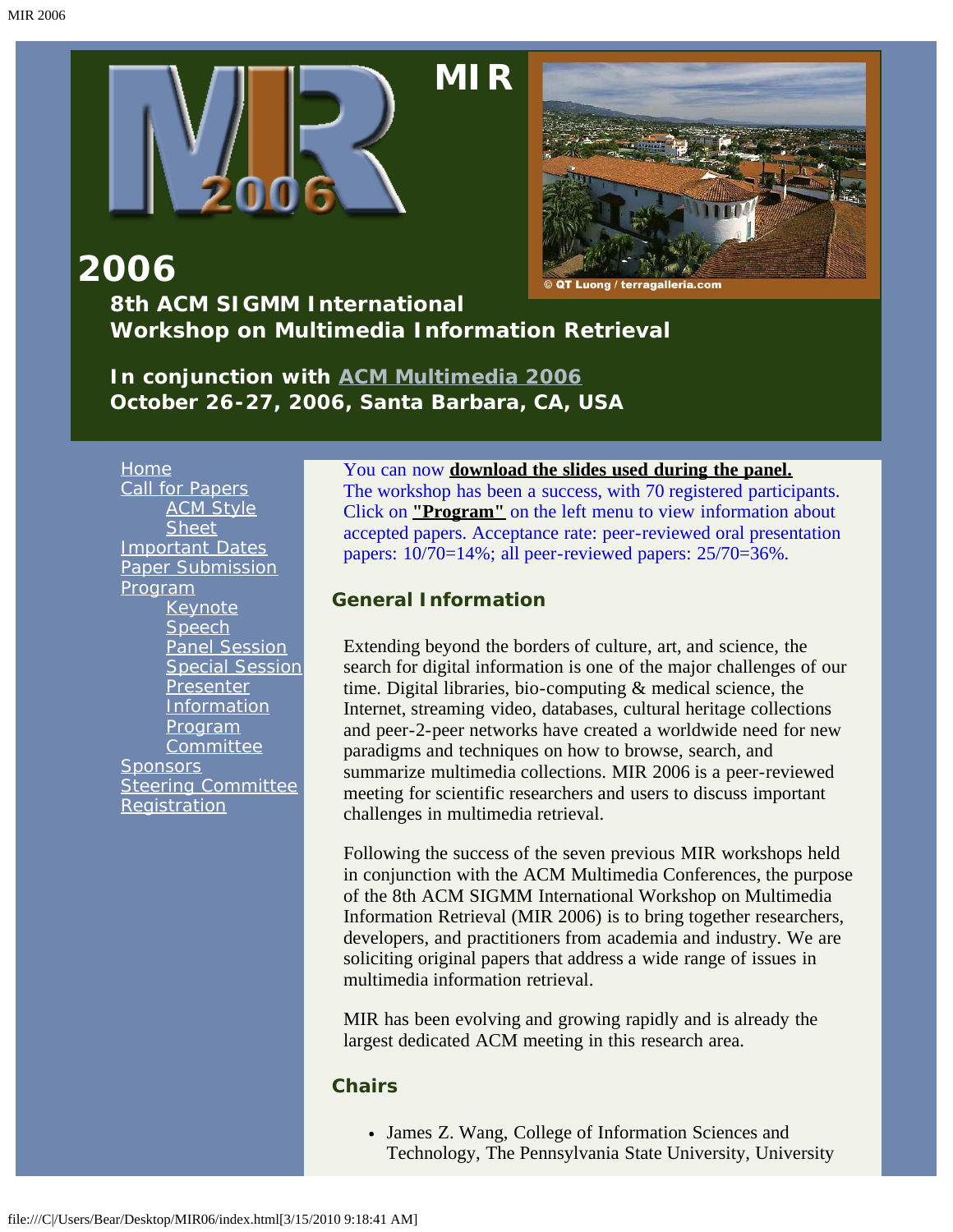# MIR 2006

## 8th ACM SIGMM International Workshop on Multimedia Information Retrieval

**In conjunction with ACM Multimedia 2006**
**October 26-27, 2006, Santa Barbara, CA, USA**

© QT Luong / terragalleria.com

- Home
- Call for Papers
  - ACM Style Sheet
- Important Dates
- Paper Submission
- Program
  - Keynote Speech
  - Panel Session
  - Special Session
  - Presenter Information
  - Program Committee
- Sponsors
- Steering Committee
- Registration

You can now **download the slides used during the panel.** The workshop has been a success, with 70 registered participants. Click on **"Program"** on the left menu to view information about accepted papers. Acceptance rate: peer-reviewed oral presentation papers: 10/70=14%; all peer-reviewed papers: 25/70=36%.

### General Information

Extending beyond the borders of culture, art, and science, the search for digital information is one of the major challenges of our time. Digital libraries, bio-computing & medical science, the Internet, streaming video, databases, cultural heritage collections and peer-2-peer networks have created a worldwide need for new paradigms and techniques on how to browse, search, and summarize multimedia collections. MIR 2006 is a peer-reviewed meeting for scientific researchers and users to discuss important challenges in multimedia retrieval.

Following the success of the seven previous MIR workshops held in conjunction with the ACM Multimedia Conferences, the purpose of the 8th ACM SIGMM International Workshop on Multimedia Information Retrieval (MIR 2006) is to bring together researchers, developers, and practitioners from academia and industry. We are soliciting original papers that address a wide range of issues in multimedia information retrieval.

MIR has been evolving and growing rapidly and is already the largest dedicated ACM meeting in this research area.

### Chairs

- James Z. Wang, College of Information Sciences and Technology, The Pennsylvania State University, University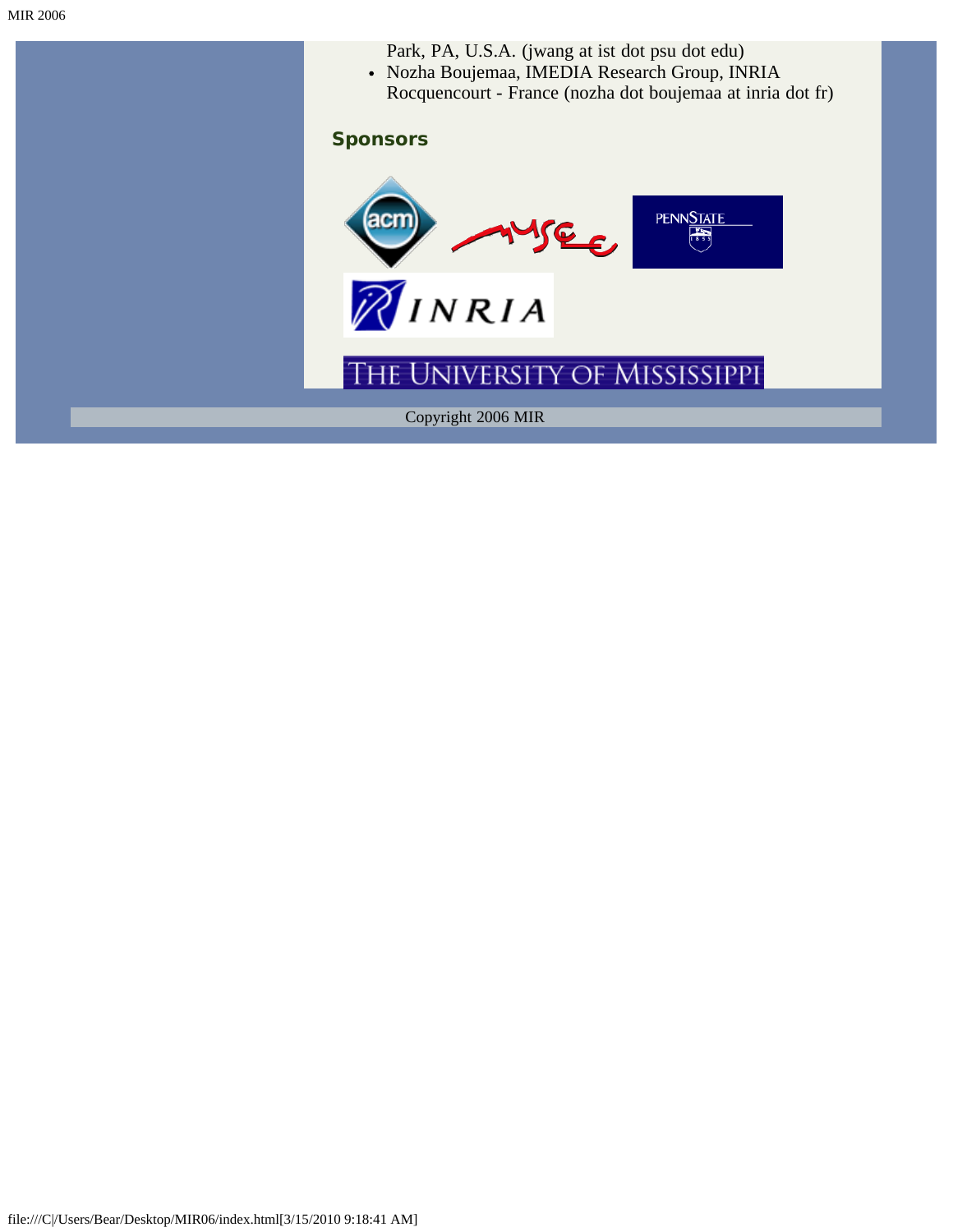Park, PA, U.S.A. (jwang at ist dot psu dot edu)
- Nozha Boujemaa, IMEDIA Research Group, INRIA Rocquencourt - France (nozha dot boujemaa at inria dot fr)

## Sponsors

Copyright 2006 MIR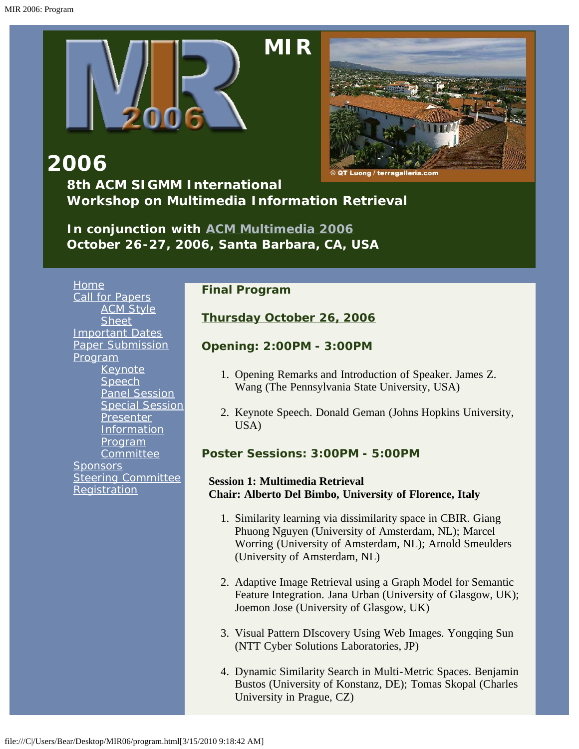# MIR 2006

## 8th ACM SIGMM International Workshop on Multimedia Information Retrieval

**In conjunction with ACM Multimedia 2006**
**October 26-27, 2006, Santa Barbara, CA, USA**

© QT Luong / terragalleria.com

- Home
- Call for Papers
  - ACM Style Sheet
- Important Dates
- Paper Submission
- Program
  - Keynote Speech
  - Panel Session
  - Special Session
  - Presenter Information
  - Program Committee
- Sponsors
- Steering Committee
- Registration

## Final Program

### Thursday October 26, 2006

### Opening: 2:00PM - 3:00PM

1. Opening Remarks and Introduction of Speaker. James Z. Wang (The Pennsylvania State University, USA)
2. Keynote Speech. Donald Geman (Johns Hopkins University, USA)

### Poster Sessions: 3:00PM - 5:00PM

**Session 1: Multimedia Retrieval**
**Chair: Alberto Del Bimbo, University of Florence, Italy**

1. Similarity learning via dissimilarity space in CBIR. Giang Phuong Nguyen (University of Amsterdam, NL); Marcel Worring (University of Amsterdam, NL); Arnold Smeulders (University of Amsterdam, NL)
2. Adaptive Image Retrieval using a Graph Model for Semantic Feature Integration. Jana Urban (University of Glasgow, UK); Joemon Jose (University of Glasgow, UK)
3. Visual Pattern DIscovery Using Web Images. Yongqing Sun (NTT Cyber Solutions Laboratories, JP)
4. Dynamic Similarity Search in Multi-Metric Spaces. Benjamin Bustos (University of Konstanz, DE); Tomas Skopal (Charles University in Prague, CZ)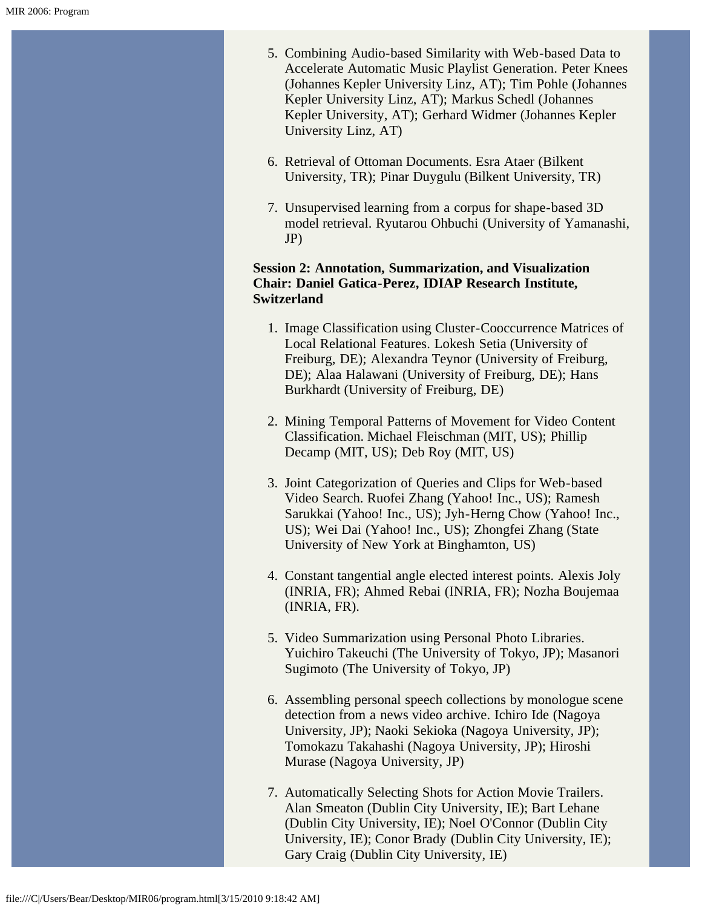5. Combining Audio-based Similarity with Web-based Data to Accelerate Automatic Music Playlist Generation. Peter Knees (Johannes Kepler University Linz, AT); Tim Pohle (Johannes Kepler University Linz, AT); Markus Schedl (Johannes Kepler University, AT); Gerhard Widmer (Johannes Kepler University Linz, AT)

6. Retrieval of Ottoman Documents. Esra Ataer (Bilkent University, TR); Pinar Duygulu (Bilkent University, TR)

7. Unsupervised learning from a corpus for shape-based 3D model retrieval. Ryutarou Ohbuchi (University of Yamanashi, JP)

**Session 2: Annotation, Summarization, and Visualization**
**Chair: Daniel Gatica-Perez, IDIAP Research Institute, Switzerland**

1. Image Classification using Cluster-Cooccurrence Matrices of Local Relational Features. Lokesh Setia (University of Freiburg, DE); Alexandra Teynor (University of Freiburg, DE); Alaa Halawani (University of Freiburg, DE); Hans Burkhardt (University of Freiburg, DE)

2. Mining Temporal Patterns of Movement for Video Content Classification. Michael Fleischman (MIT, US); Phillip Decamp (MIT, US); Deb Roy (MIT, US)

3. Joint Categorization of Queries and Clips for Web-based Video Search. Ruofei Zhang (Yahoo! Inc., US); Ramesh Sarukkai (Yahoo! Inc., US); Jyh-Herng Chow (Yahoo! Inc., US); Wei Dai (Yahoo! Inc., US); Zhongfei Zhang (State University of New York at Binghamton, US)

4. Constant tangential angle elected interest points. Alexis Joly (INRIA, FR); Ahmed Rebai (INRIA, FR); Nozha Boujemaa (INRIA, FR).

5. Video Summarization using Personal Photo Libraries. Yuichiro Takeuchi (The University of Tokyo, JP); Masanori Sugimoto (The University of Tokyo, JP)

6. Assembling personal speech collections by monologue scene detection from a news video archive. Ichiro Ide (Nagoya University, JP); Naoki Sekioka (Nagoya University, JP); Tomokazu Takahashi (Nagoya University, JP); Hiroshi Murase (Nagoya University, JP)

7. Automatically Selecting Shots for Action Movie Trailers. Alan Smeaton (Dublin City University, IE); Bart Lehane (Dublin City University, IE); Noel O'Connor (Dublin City University, IE); Conor Brady (Dublin City University, IE); Gary Craig (Dublin City University, IE)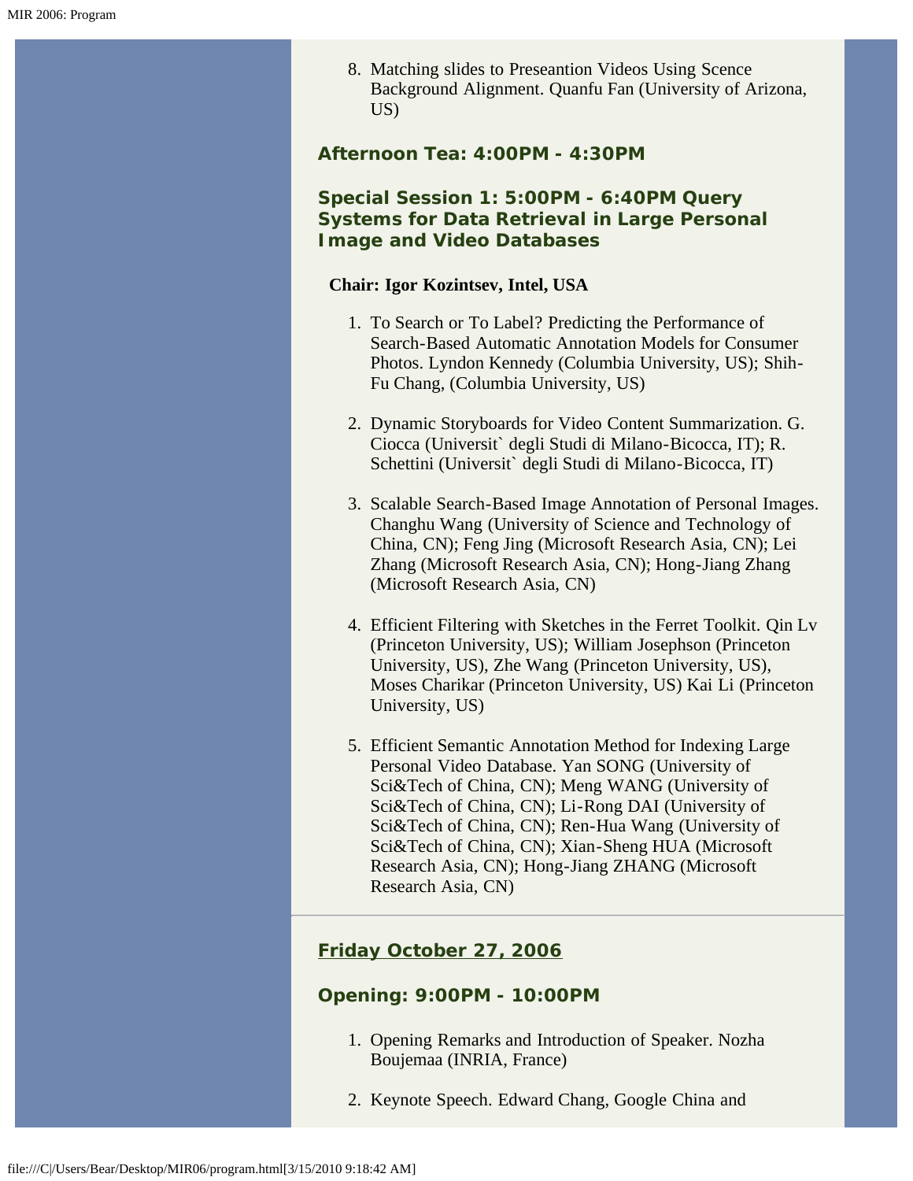8. Matching slides to Preseantion Videos Using Scence Background Alignment. Quanfu Fan (University of Arizona, US)

### Afternoon Tea: 4:00PM - 4:30PM

### Special Session 1: 5:00PM - 6:40PM Query Systems for Data Retrieval in Large Personal Image and Video Databases

**Chair: Igor Kozintsev, Intel, USA**

1. To Search or To Label? Predicting the Performance of Search-Based Automatic Annotation Models for Consumer Photos. Lyndon Kennedy (Columbia University, US); Shih-Fu Chang, (Columbia University, US)

2. Dynamic Storyboards for Video Content Summarization. G. Ciocca (Universit` degli Studi di Milano-Bicocca, IT); R. Schettini (Universit` degli Studi di Milano-Bicocca, IT)

3. Scalable Search-Based Image Annotation of Personal Images. Changhu Wang (University of Science and Technology of China, CN); Feng Jing (Microsoft Research Asia, CN); Lei Zhang (Microsoft Research Asia, CN); Hong-Jiang Zhang (Microsoft Research Asia, CN)

4. Efficient Filtering with Sketches in the Ferret Toolkit. Qin Lv (Princeton University, US); William Josephson (Princeton University, US), Zhe Wang (Princeton University, US), Moses Charikar (Princeton University, US) Kai Li (Princeton University, US)

5. Efficient Semantic Annotation Method for Indexing Large Personal Video Database. Yan SONG (University of Sci&Tech of China, CN); Meng WANG (University of Sci&Tech of China, CN); Li-Rong DAI (University of Sci&Tech of China, CN); Ren-Hua Wang (University of Sci&Tech of China, CN); Xian-Sheng HUA (Microsoft Research Asia, CN); Hong-Jiang ZHANG (Microsoft Research Asia, CN)

---

## Friday October 27, 2006

### Opening: 9:00PM - 10:00PM

1. Opening Remarks and Introduction of Speaker. Nozha Boujemaa (INRIA, France)

2. Keynote Speech. Edward Chang, Google China and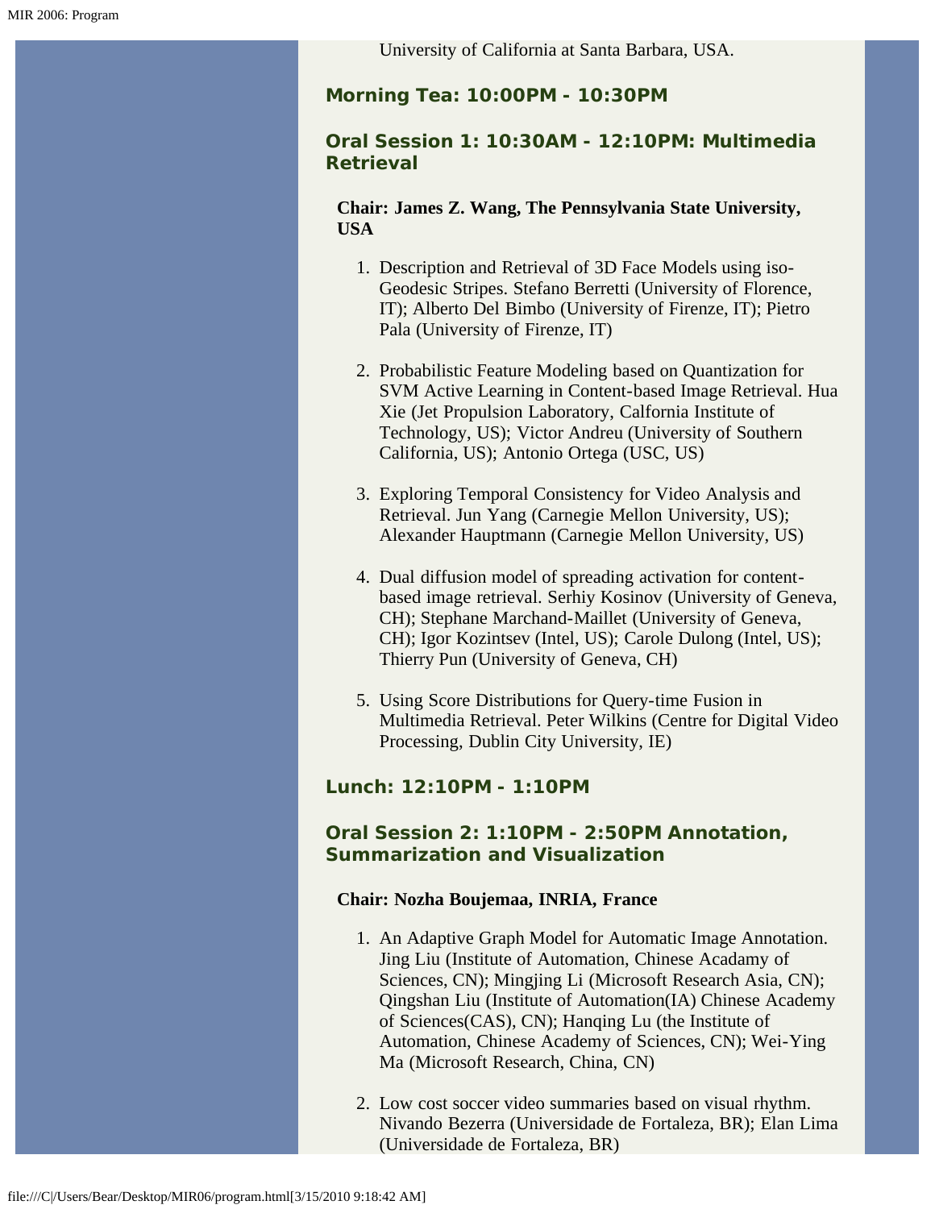University of California at Santa Barbara, USA.

### Morning Tea: 10:00PM - 10:30PM

### Oral Session 1: 10:30AM - 12:10PM: Multimedia Retrieval

**Chair: James Z. Wang, The Pennsylvania State University, USA**

1. Description and Retrieval of 3D Face Models using iso-Geodesic Stripes. Stefano Berretti (University of Florence, IT); Alberto Del Bimbo (University of Firenze, IT); Pietro Pala (University of Firenze, IT)

2. Probabilistic Feature Modeling based on Quantization for SVM Active Learning in Content-based Image Retrieval. Hua Xie (Jet Propulsion Laboratory, Calfornia Institute of Technology, US); Victor Andreu (University of Southern California, US); Antonio Ortega (USC, US)

3. Exploring Temporal Consistency for Video Analysis and Retrieval. Jun Yang (Carnegie Mellon University, US); Alexander Hauptmann (Carnegie Mellon University, US)

4. Dual diffusion model of spreading activation for content-based image retrieval. Serhiy Kosinov (University of Geneva, CH); Stephane Marchand-Maillet (University of Geneva, CH); Igor Kozintsev (Intel, US); Carole Dulong (Intel, US); Thierry Pun (University of Geneva, CH)

5. Using Score Distributions for Query-time Fusion in Multimedia Retrieval. Peter Wilkins (Centre for Digital Video Processing, Dublin City University, IE)

### Lunch: 12:10PM - 1:10PM

### Oral Session 2: 1:10PM - 2:50PM Annotation, Summarization and Visualization

**Chair: Nozha Boujemaa, INRIA, France**

1. An Adaptive Graph Model for Automatic Image Annotation. Jing Liu (Institute of Automation, Chinese Acadamy of Sciences, CN); Mingjing Li (Microsoft Research Asia, CN); Qingshan Liu (Institute of Automation(IA) Chinese Academy of Sciences(CAS), CN); Hanqing Lu (the Institute of Automation, Chinese Academy of Sciences, CN); Wei-Ying Ma (Microsoft Research, China, CN)

2. Low cost soccer video summaries based on visual rhythm. Nivando Bezerra (Universidade de Fortaleza, BR); Elan Lima (Universidade de Fortaleza, BR)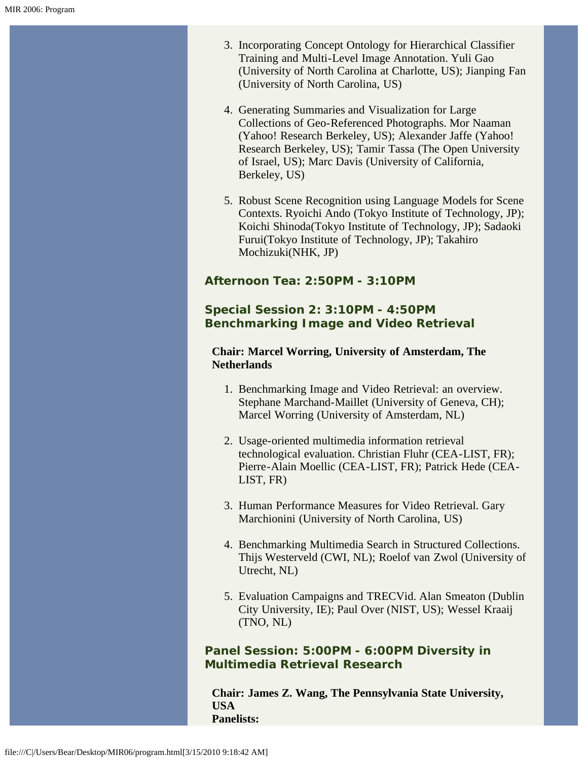3. Incorporating Concept Ontology for Hierarchical Classifier Training and Multi-Level Image Annotation. Yuli Gao (University of North Carolina at Charlotte, US); Jianping Fan (University of North Carolina, US)

4. Generating Summaries and Visualization for Large Collections of Geo-Referenced Photographs. Mor Naaman (Yahoo! Research Berkeley, US); Alexander Jaffe (Yahoo! Research Berkeley, US); Tamir Tassa (The Open University of Israel, US); Marc Davis (University of California, Berkeley, US)

5. Robust Scene Recognition using Language Models for Scene Contexts. Ryoichi Ando (Tokyo Institute of Technology, JP); Koichi Shinoda(Tokyo Institute of Technology, JP); Sadaoki Furui(Tokyo Institute of Technology, JP); Takahiro Mochizuki(NHK, JP)

### Afternoon Tea: 2:50PM - 3:10PM

### Special Session 2: 3:10PM - 4:50PM Benchmarking Image and Video Retrieval

**Chair: Marcel Worring, University of Amsterdam, The Netherlands**

1. Benchmarking Image and Video Retrieval: an overview. Stephane Marchand-Maillet (University of Geneva, CH); Marcel Worring (University of Amsterdam, NL)

2. Usage-oriented multimedia information retrieval technological evaluation. Christian Fluhr (CEA-LIST, FR); Pierre-Alain Moellic (CEA-LIST, FR); Patrick Hede (CEA-LIST, FR)

3. Human Performance Measures for Video Retrieval. Gary Marchionini (University of North Carolina, US)

4. Benchmarking Multimedia Search in Structured Collections. Thijs Westerveld (CWI, NL); Roelof van Zwol (University of Utrecht, NL)

5. Evaluation Campaigns and TRECVid. Alan Smeaton (Dublin City University, IE); Paul Over (NIST, US); Wessel Kraaij (TNO, NL)

### Panel Session: 5:00PM - 6:00PM Diversity in Multimedia Retrieval Research

**Chair: James Z. Wang, The Pennsylvania State University, USA**
**Panelists:**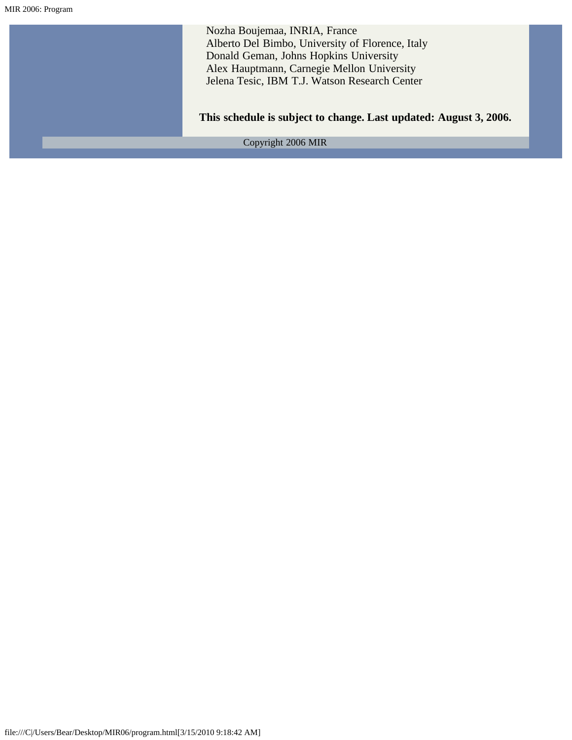Nozha Boujemaa, INRIA, France
Alberto Del Bimbo, University of Florence, Italy
Donald Geman, Johns Hopkins University
Alex Hauptmann, Carnegie Mellon University
Jelena Tesic, IBM T.J. Watson Research Center

**This schedule is subject to change. Last updated: August 3, 2006.**

Copyright 2006 MIR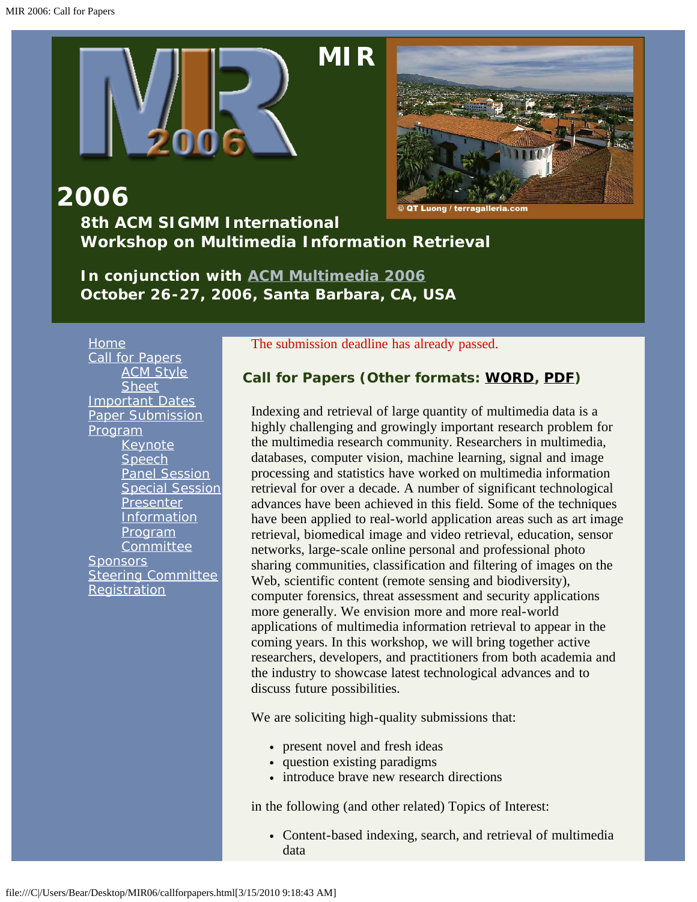# MIR 2006

## 8th ACM SIGMM International Workshop on Multimedia Information Retrieval

**In conjunction with ACM Multimedia 2006**
**October 26-27, 2006, Santa Barbara, CA, USA**

© QT Luong / terragalleria.com

- Home
- Call for Papers
  - ACM Style Sheet
- Important Dates
- Paper Submission
- Program
  - Keynote Speech
  - Panel Session
  - Special Session
  - Presenter Information
  - Program Committee
- Sponsors
- Steering Committee
- Registration

The submission deadline has already passed.

### Call for Papers (Other formats: WORD, PDF)

Indexing and retrieval of large quantity of multimedia data is a highly challenging and growingly important research problem for the multimedia research community. Researchers in multimedia, databases, computer vision, machine learning, signal and image processing and statistics have worked on multimedia information retrieval for over a decade. A number of significant technological advances have been achieved in this field. Some of the techniques have been applied to real-world application areas such as art image retrieval, biomedical image and video retrieval, education, sensor networks, large-scale online personal and professional photo sharing communities, classification and filtering of images on the Web, scientific content (remote sensing and biodiversity), computer forensics, threat assessment and security applications more generally. We envision more and more real-world applications of multimedia information retrieval to appear in the coming years. In this workshop, we will bring together active researchers, developers, and practitioners from both academia and the industry to showcase latest technological advances and to discuss future possibilities.

We are soliciting high-quality submissions that:

- present novel and fresh ideas
- question existing paradigms
- introduce brave new research directions

in the following (and other related) Topics of Interest:

- Content-based indexing, search, and retrieval of multimedia data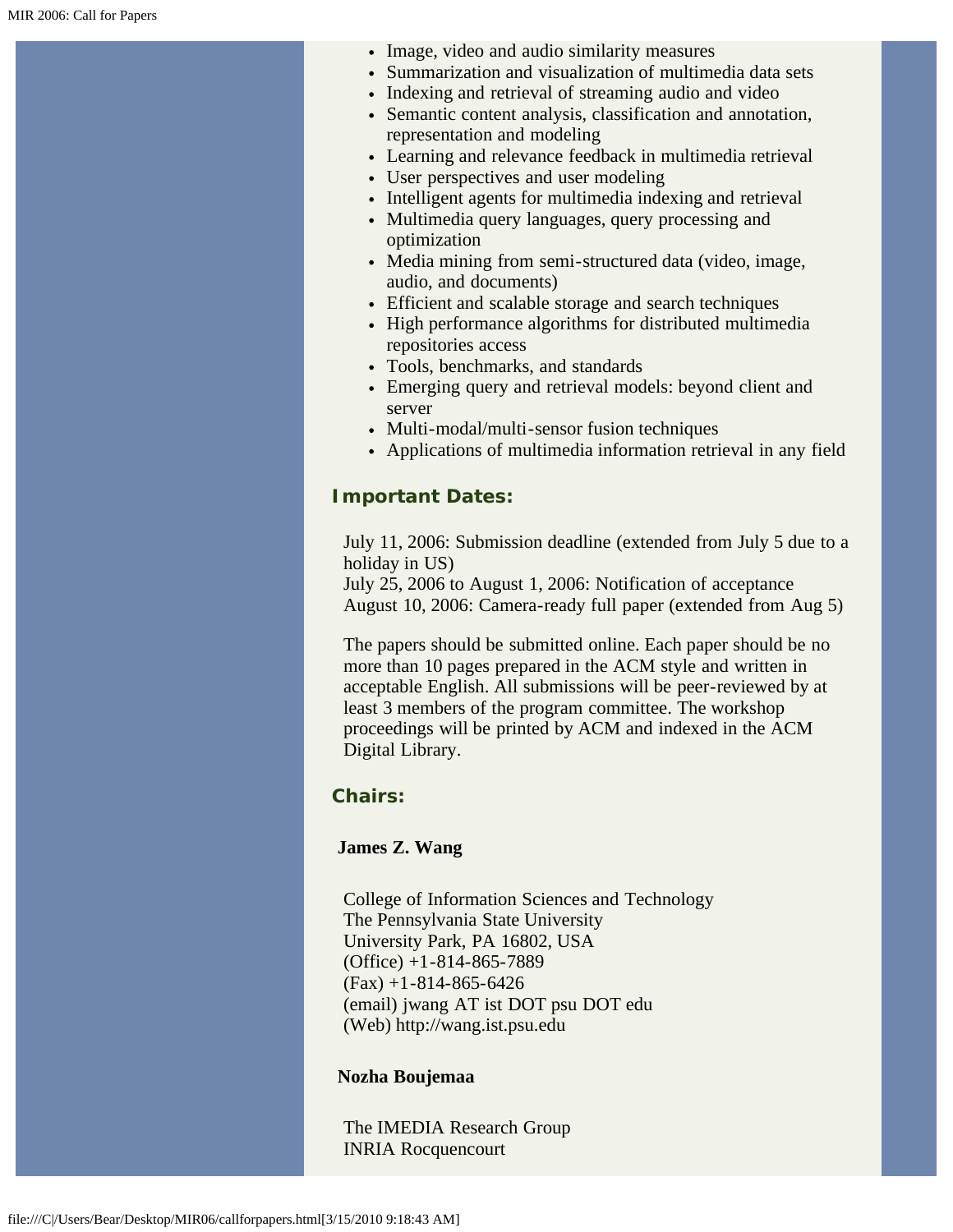- Image, video and audio similarity measures
- Summarization and visualization of multimedia data sets
- Indexing and retrieval of streaming audio and video
- Semantic content analysis, classification and annotation, representation and modeling
- Learning and relevance feedback in multimedia retrieval
- User perspectives and user modeling
- Intelligent agents for multimedia indexing and retrieval
- Multimedia query languages, query processing and optimization
- Media mining from semi-structured data (video, image, audio, and documents)
- Efficient and scalable storage and search techniques
- High performance algorithms for distributed multimedia repositories access
- Tools, benchmarks, and standards
- Emerging query and retrieval models: beyond client and server
- Multi-modal/multi-sensor fusion techniques
- Applications of multimedia information retrieval in any field

## Important Dates:

July 11, 2006: Submission deadline (extended from July 5 due to a holiday in US)
July 25, 2006 to August 1, 2006: Notification of acceptance
August 10, 2006: Camera-ready full paper (extended from Aug 5)

The papers should be submitted online. Each paper should be no more than 10 pages prepared in the ACM style and written in acceptable English. All submissions will be peer-reviewed by at least 3 members of the program committee. The workshop proceedings will be printed by ACM and indexed in the ACM Digital Library.

## Chairs:

**James Z. Wang**

College of Information Sciences and Technology
The Pennsylvania State University
University Park, PA 16802, USA
(Office) +1-814-865-7889
(Fax) +1-814-865-6426
(email) jwang AT ist DOT psu DOT edu
(Web) http://wang.ist.psu.edu

**Nozha Boujemaa**

The IMEDIA Research Group
INRIA Rocquencourt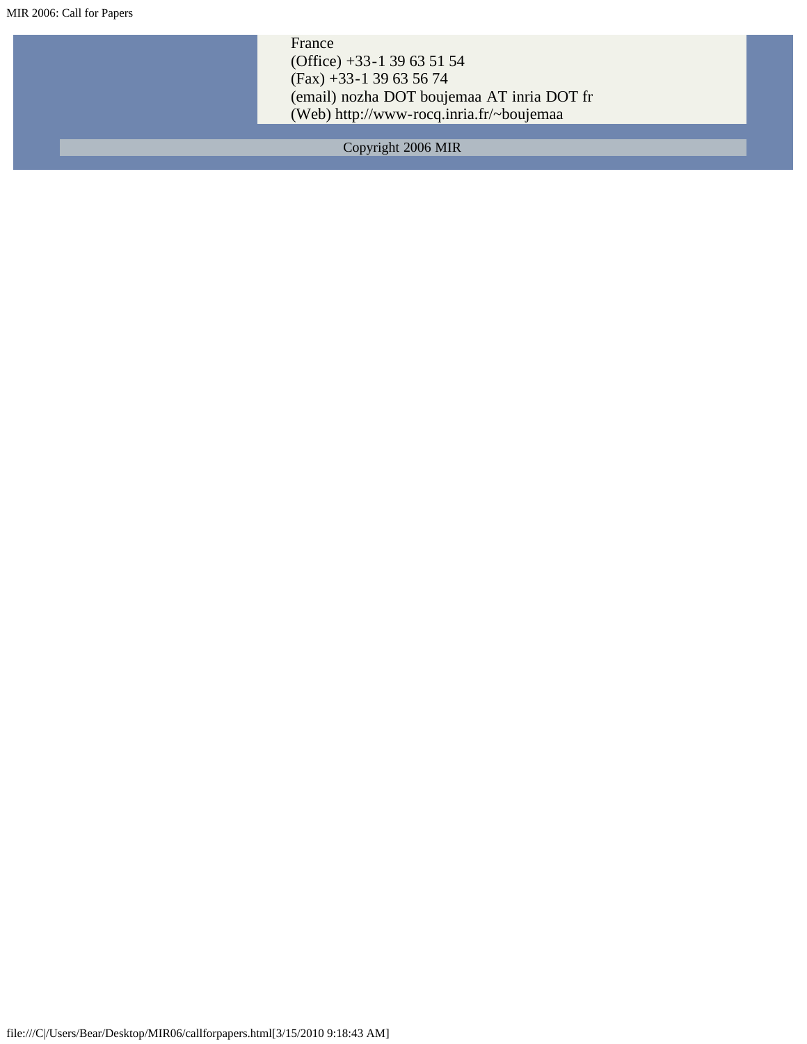France
(Office) +33-1 39 63 51 54
(Fax) +33-1 39 63 56 74
(email) nozha DOT boujemaa AT inria DOT fr
(Web) http://www-rocq.inria.fr/~boujemaa

Copyright 2006 MIR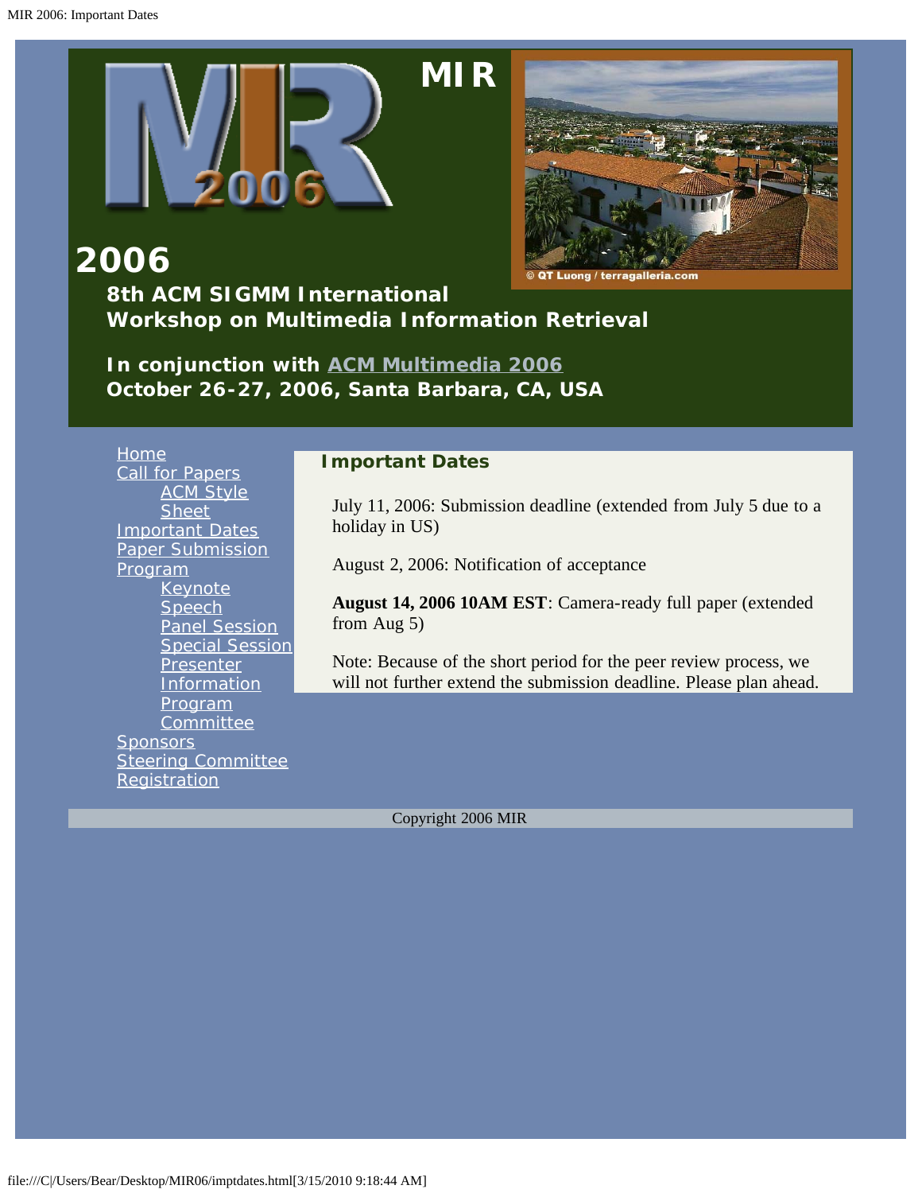# MIR

# 2006

**8th ACM SIGMM International Workshop on Multimedia Information Retrieval**

**In conjunction with ACM Multimedia 2006**
**October 26-27, 2006, Santa Barbara, CA, USA**

© QT Luong / terragalleria.com

- Home
- Call for Papers
  - ACM Style Sheet
- Important Dates
- Paper Submission
- Program
  - Keynote Speech
  - Panel Session
  - Special Session
  - Presenter Information
  - Program Committee
- Sponsors
- Steering Committee
- Registration

## Important Dates

July 11, 2006: Submission deadline (extended from July 5 due to a holiday in US)

August 2, 2006: Notification of acceptance

**August 14, 2006 10AM EST**: Camera-ready full paper (extended from Aug 5)

Note: Because of the short period for the peer review process, we will not further extend the submission deadline. Please plan ahead.

Copyright 2006 MIR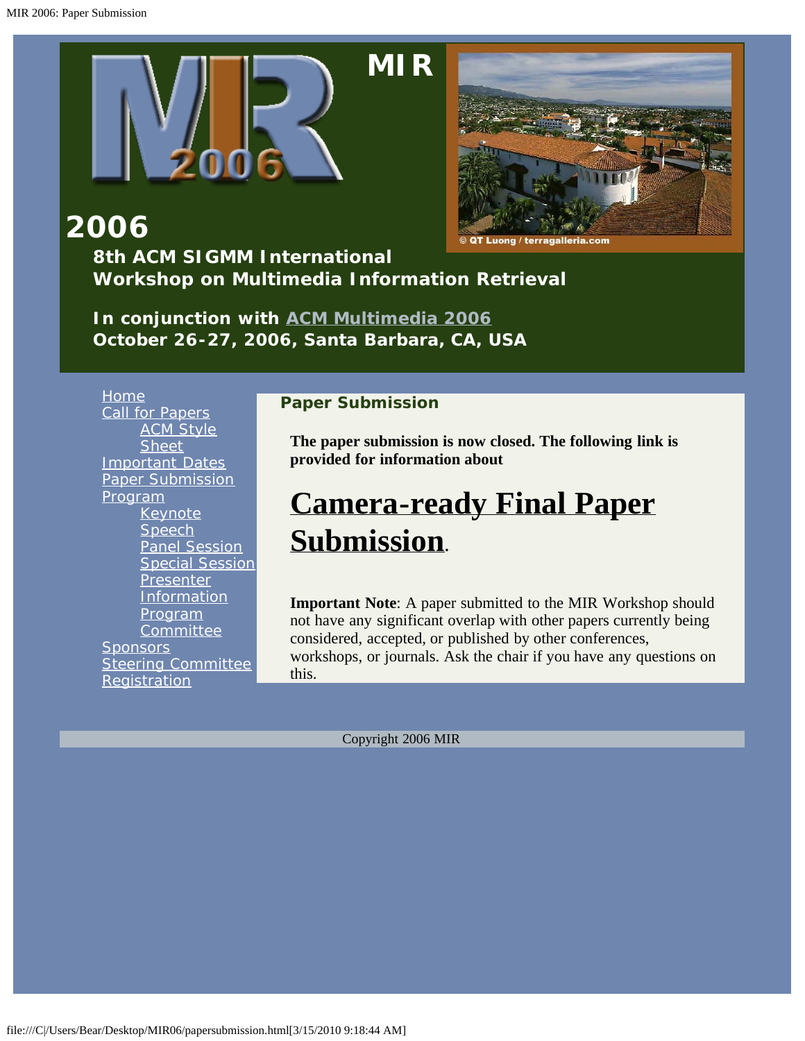# MIR 2006

## 8th ACM SIGMM International Workshop on Multimedia Information Retrieval

**In conjunction with ACM Multimedia 2006**
**October 26-27, 2006, Santa Barbara, CA, USA**

© QT Luong / terragalleria.com

- Home
- Call for Papers
  - ACM Style Sheet
- Important Dates
- Paper Submission
- Program
  - Keynote Speech
  - Panel Session
  - Special Session
  - Presenter Information
  - Program Committee
- Sponsors
- Steering Committee
- Registration

### Paper Submission

**The paper submission is now closed. The following link is provided for information about**

# Camera-ready Final Paper Submission.

**Important Note**: A paper submitted to the MIR Workshop should not have any significant overlap with other papers currently being considered, accepted, or published by other conferences, workshops, or journals. Ask the chair if you have any questions on this.

Copyright 2006 MIR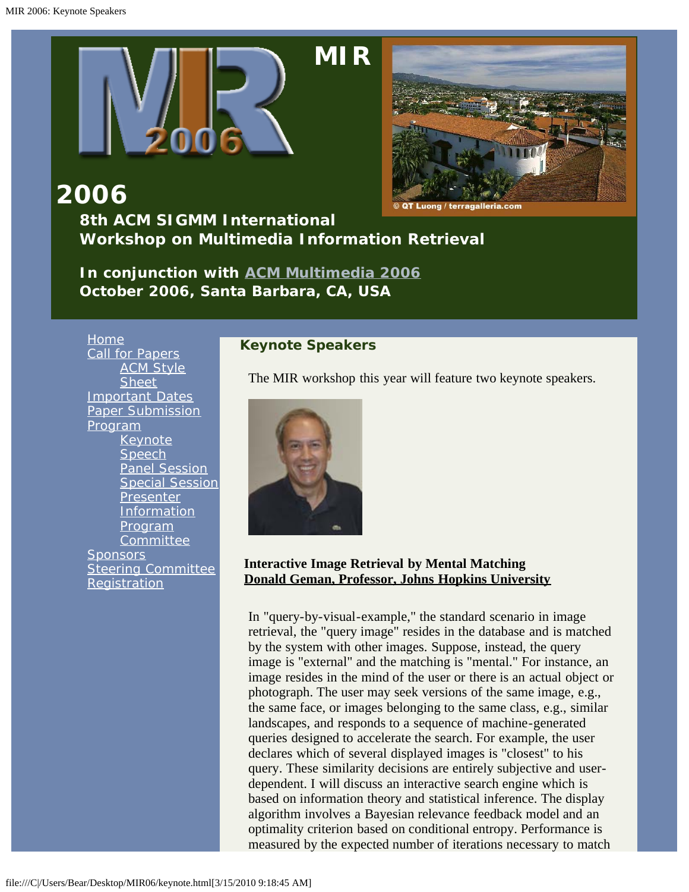# MIR 2006

## 8th ACM SIGMM International Workshop on Multimedia Information Retrieval

**In conjunction with ACM Multimedia 2006**
**October 2006, Santa Barbara, CA, USA**

- Home
- Call for Papers
  - ACM Style Sheet
- Important Dates
- Paper Submission
- Program
  - Keynote Speech
  - Panel Session
  - Special Session
  - Presenter Information
  - Program Committee
- Sponsors
- Steering Committee
- Registration

### Keynote Speakers

The MIR workshop this year will feature two keynote speakers.

**Interactive Image Retrieval by Mental Matching**
**Donald Geman, Professor, Johns Hopkins University**

In "query-by-visual-example," the standard scenario in image retrieval, the "query image" resides in the database and is matched by the system with other images. Suppose, instead, the query image is "external" and the matching is "mental." For instance, an image resides in the mind of the user or there is an actual object or photograph. The user may seek versions of the same image, e.g., the same face, or images belonging to the same class, e.g., similar landscapes, and responds to a sequence of machine-generated queries designed to accelerate the search. For example, the user declares which of several displayed images is "closest" to his query. These similarity decisions are entirely subjective and user-dependent. I will discuss an interactive search engine which is based on information theory and statistical inference. The display algorithm involves a Bayesian relevance feedback model and an optimality criterion based on conditional entropy. Performance is measured by the expected number of iterations necessary to match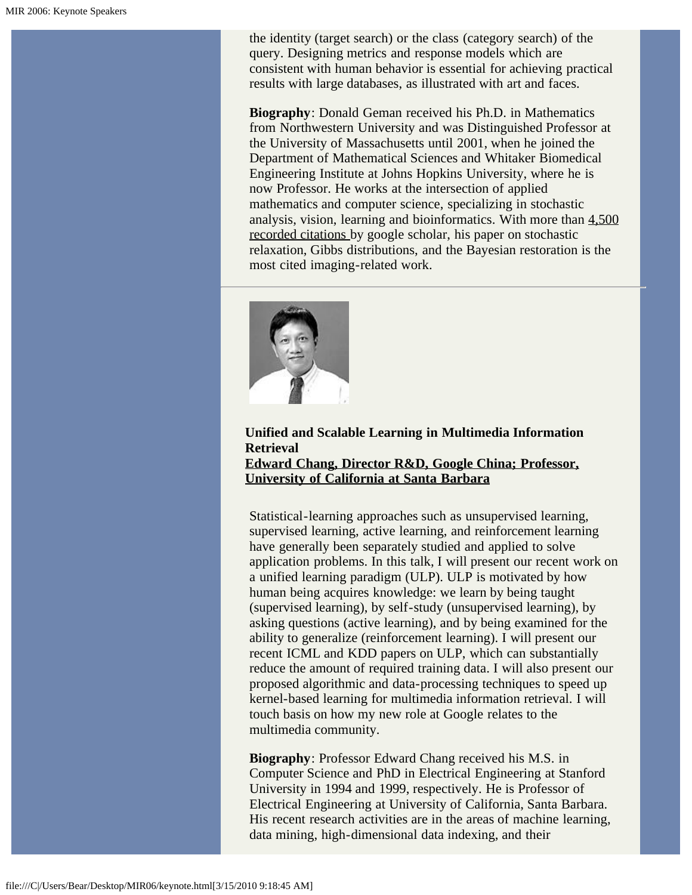the identity (target search) or the class (category search) of the query. Designing metrics and response models which are consistent with human behavior is essential for achieving practical results with large databases, as illustrated with art and faces.

**Biography**: Donald Geman received his Ph.D. in Mathematics from Northwestern University and was Distinguished Professor at the University of Massachusetts until 2001, when he joined the Department of Mathematical Sciences and Whitaker Biomedical Engineering Institute at Johns Hopkins University, where he is now Professor. He works at the intersection of applied mathematics and computer science, specializing in stochastic analysis, vision, learning and bioinformatics. With more than 4,500 recorded citations by google scholar, his paper on stochastic relaxation, Gibbs distributions, and the Bayesian restoration is the most cited imaging-related work.

---

**Unified and Scalable Learning in Multimedia Information Retrieval**
**Edward Chang, Director R&D, Google China; Professor, University of California at Santa Barbara**

Statistical-learning approaches such as unsupervised learning, supervised learning, active learning, and reinforcement learning have generally been separately studied and applied to solve application problems. In this talk, I will present our recent work on a unified learning paradigm (ULP). ULP is motivated by how human being acquires knowledge: we learn by being taught (supervised learning), by self-study (unsupervised learning), by asking questions (active learning), and by being examined for the ability to generalize (reinforcement learning). I will present our recent ICML and KDD papers on ULP, which can substantially reduce the amount of required training data. I will also present our proposed algorithmic and data-processing techniques to speed up kernel-based learning for multimedia information retrieval. I will touch basis on how my new role at Google relates to the multimedia community.

**Biography**: Professor Edward Chang received his M.S. in Computer Science and PhD in Electrical Engineering at Stanford University in 1994 and 1999, respectively. He is Professor of Electrical Engineering at University of California, Santa Barbara. His recent research activities are in the areas of machine learning, data mining, high-dimensional data indexing, and their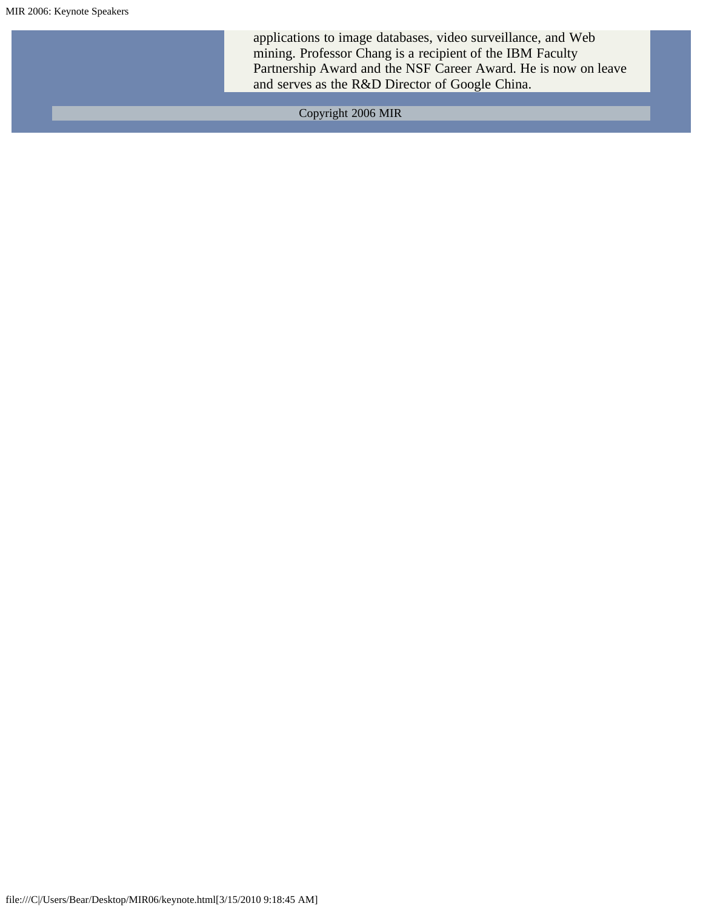applications to image databases, video surveillance, and Web mining. Professor Chang is a recipient of the IBM Faculty Partnership Award and the NSF Career Award. He is now on leave and serves as the R&D Director of Google China.

Copyright 2006 MIR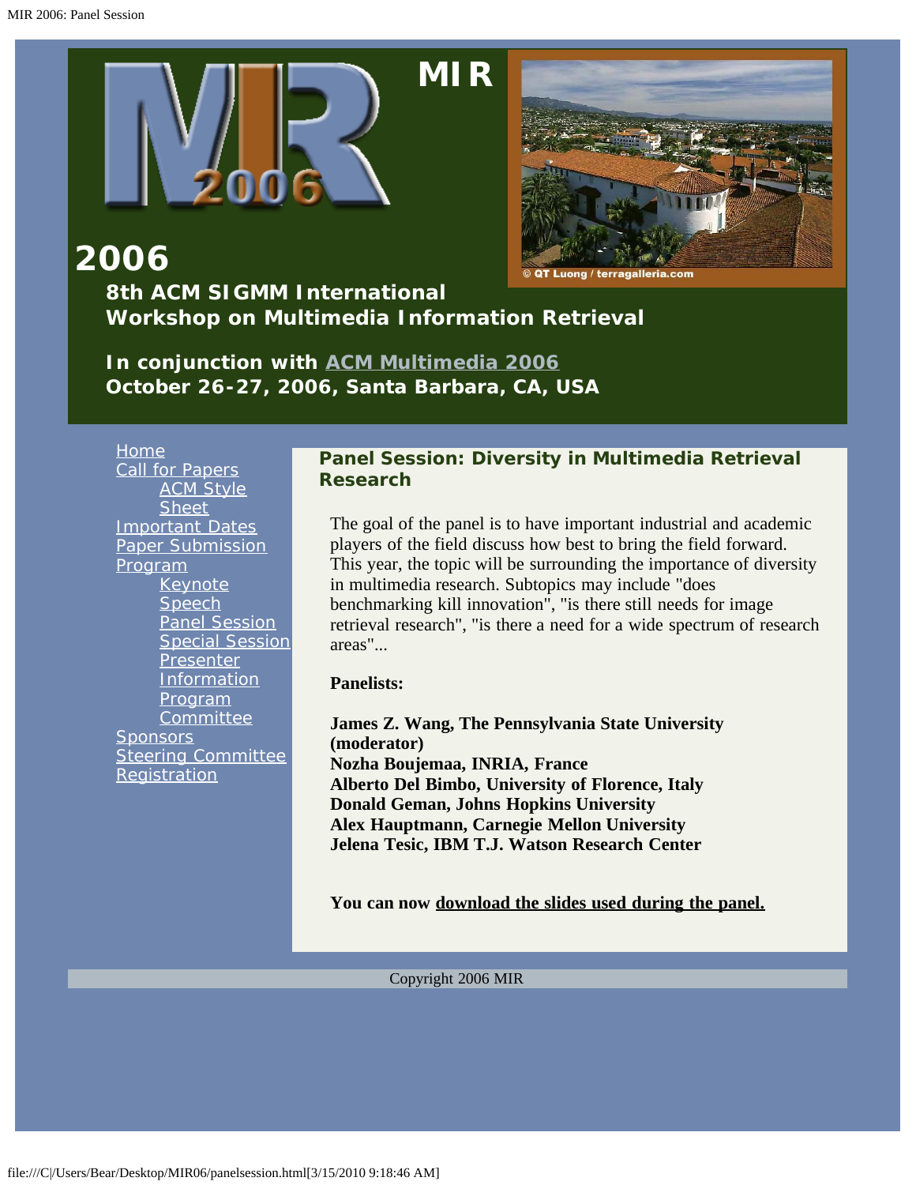MIR

2006

**8th ACM SIGMM International Workshop on Multimedia Information Retrieval**

**In conjunction with ACM Multimedia 2006**
**October 26-27, 2006, Santa Barbara, CA, USA**

© QT Luong / terragalleria.com

- Home
- Call for Papers
  - ACM Style Sheet
- Important Dates
- Paper Submission
- Program
  - Keynote Speech
  - Panel Session
  - Special Session
  - Presenter Information
  - Program Committee
- Sponsors
- Steering Committee
- Registration

## Panel Session: Diversity in Multimedia Retrieval Research

The goal of the panel is to have important industrial and academic players of the field discuss how best to bring the field forward. This year, the topic will be surrounding the importance of diversity in multimedia research. Subtopics may include "does benchmarking kill innovation", "is there still needs for image retrieval research", "is there a need for a wide spectrum of research areas"...

**Panelists:**

**James Z. Wang, The Pennsylvania State University (moderator)**
**Nozha Boujemaa, INRIA, France**
**Alberto Del Bimbo, University of Florence, Italy**
**Donald Geman, Johns Hopkins University**
**Alex Hauptmann, Carnegie Mellon University**
**Jelena Tesic, IBM T.J. Watson Research Center**

**You can now download the slides used during the panel.**

Copyright 2006 MIR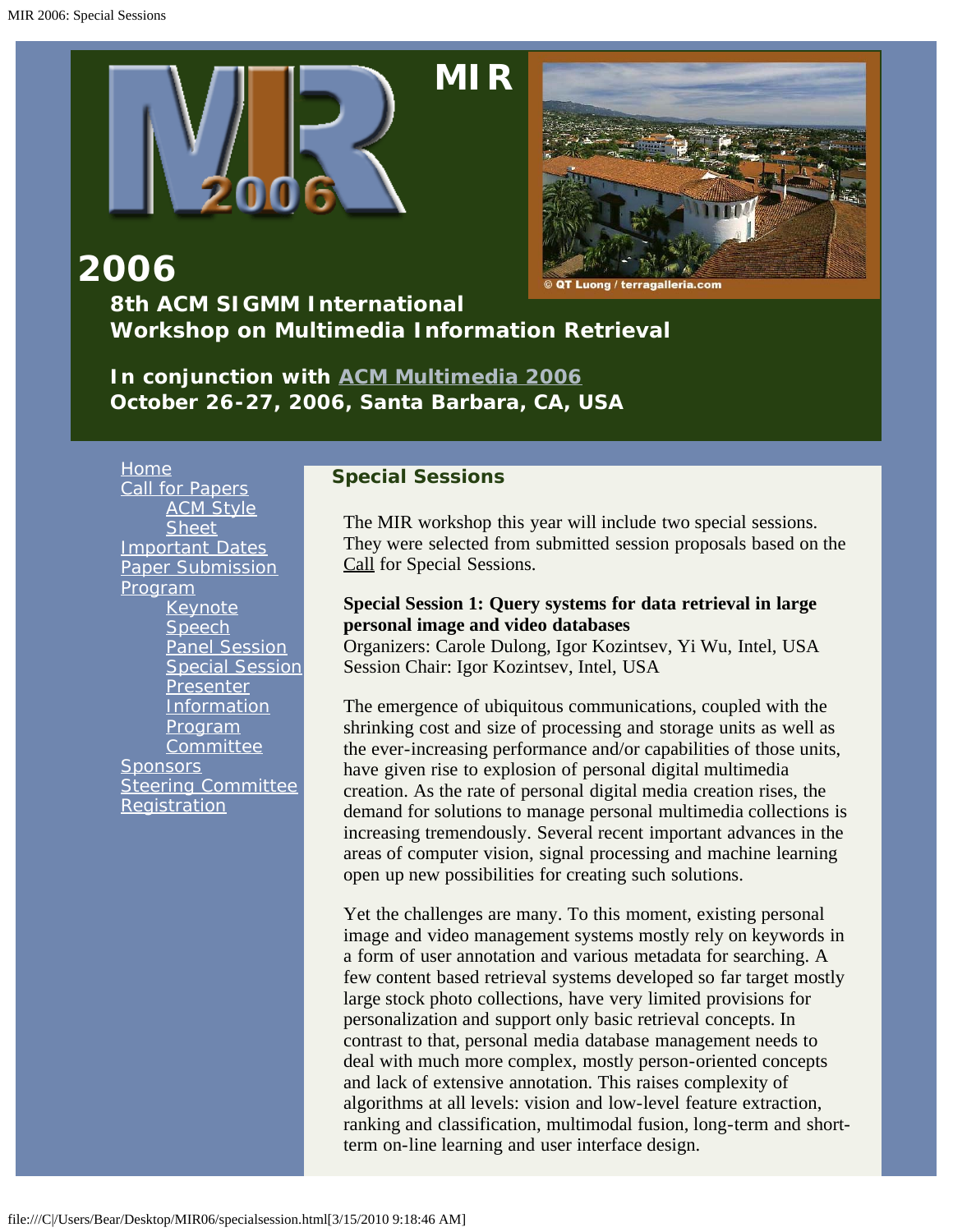# MIR 2006

## 8th ACM SIGMM International Workshop on Multimedia Information Retrieval

**In conjunction with ACM Multimedia 2006**
**October 26-27, 2006, Santa Barbara, CA, USA**

- Home
- Call for Papers
  - ACM Style Sheet
- Important Dates
- Paper Submission
- Program
  - Keynote Speech
  - Panel Session
  - Special Session
  - Presenter Information
  - Program Committee
- Sponsors
- Steering Committee
- Registration

## Special Sessions

The MIR workshop this year will include two special sessions. They were selected from submitted session proposals based on the Call for Special Sessions.

**Special Session 1: Query systems for data retrieval in large personal image and video databases**
Organizers: Carole Dulong, Igor Kozintsev, Yi Wu, Intel, USA
Session Chair: Igor Kozintsev, Intel, USA

The emergence of ubiquitous communications, coupled with the shrinking cost and size of processing and storage units as well as the ever-increasing performance and/or capabilities of those units, have given rise to explosion of personal digital multimedia creation. As the rate of personal digital media creation rises, the demand for solutions to manage personal multimedia collections is increasing tremendously. Several recent important advances in the areas of computer vision, signal processing and machine learning open up new possibilities for creating such solutions.

Yet the challenges are many. To this moment, existing personal image and video management systems mostly rely on keywords in a form of user annotation and various metadata for searching. A few content based retrieval systems developed so far target mostly large stock photo collections, have very limited provisions for personalization and support only basic retrieval concepts. In contrast to that, personal media database management needs to deal with much more complex, mostly person-oriented concepts and lack of extensive annotation. This raises complexity of algorithms at all levels: vision and low-level feature extraction, ranking and classification, multimodal fusion, long-term and short-term on-line learning and user interface design.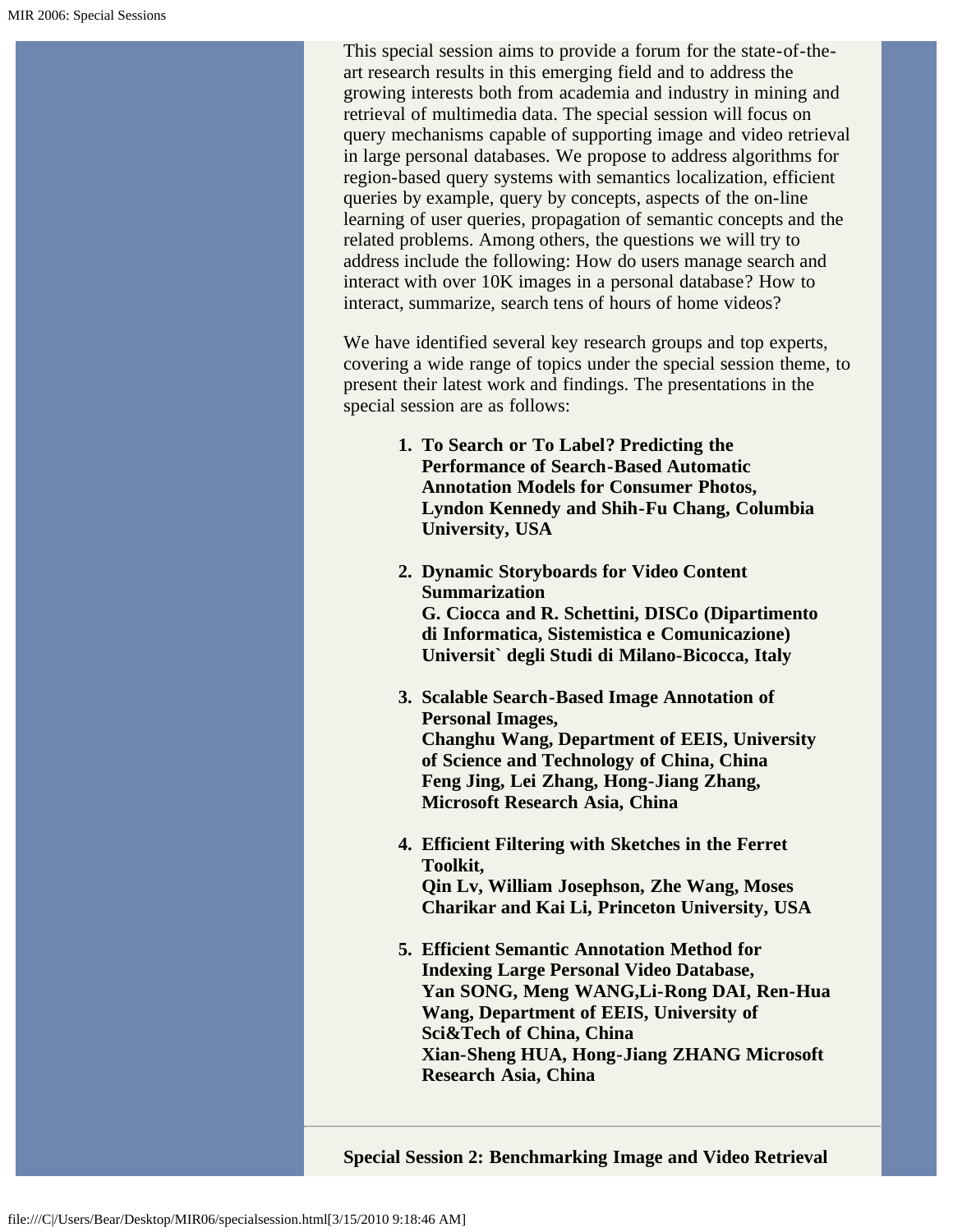This special session aims to provide a forum for the state-of-the-art research results in this emerging field and to address the growing interests both from academia and industry in mining and retrieval of multimedia data. The special session will focus on query mechanisms capable of supporting image and video retrieval in large personal databases. We propose to address algorithms for region-based query systems with semantics localization, efficient queries by example, query by concepts, aspects of the on-line learning of user queries, propagation of semantic concepts and the related problems. Among others, the questions we will try to address include the following: How do users manage search and interact with over 10K images in a personal database? How to interact, summarize, search tens of hours of home videos?

We have identified several key research groups and top experts, covering a wide range of topics under the special session theme, to present their latest work and findings. The presentations in the special session are as follows:

1. **To Search or To Label? Predicting the Performance of Search-Based Automatic Annotation Models for Consumer Photos, Lyndon Kennedy and Shih-Fu Chang, Columbia University, USA**

2. **Dynamic Storyboards for Video Content Summarization**
   **G. Ciocca and R. Schettini, DISCo (Dipartimento di Informatica, Sistemistica e Comunicazione) Universit` degli Studi di Milano-Bicocca, Italy**

3. **Scalable Search-Based Image Annotation of Personal Images,**
   **Changhu Wang, Department of EEIS, University of Science and Technology of China, China**
   **Feng Jing, Lei Zhang, Hong-Jiang Zhang, Microsoft Research Asia, China**

4. **Efficient Filtering with Sketches in the Ferret Toolkit,**
   **Qin Lv, William Josephson, Zhe Wang, Moses Charikar and Kai Li, Princeton University, USA**

5. **Efficient Semantic Annotation Method for Indexing Large Personal Video Database,**
   **Yan SONG, Meng WANG,Li-Rong DAI, Ren-Hua Wang, Department of EEIS, University of Sci&Tech of China, China**
   **Xian-Sheng HUA, Hong-Jiang ZHANG Microsoft Research Asia, China**

**Special Session 2: Benchmarking Image and Video Retrieval**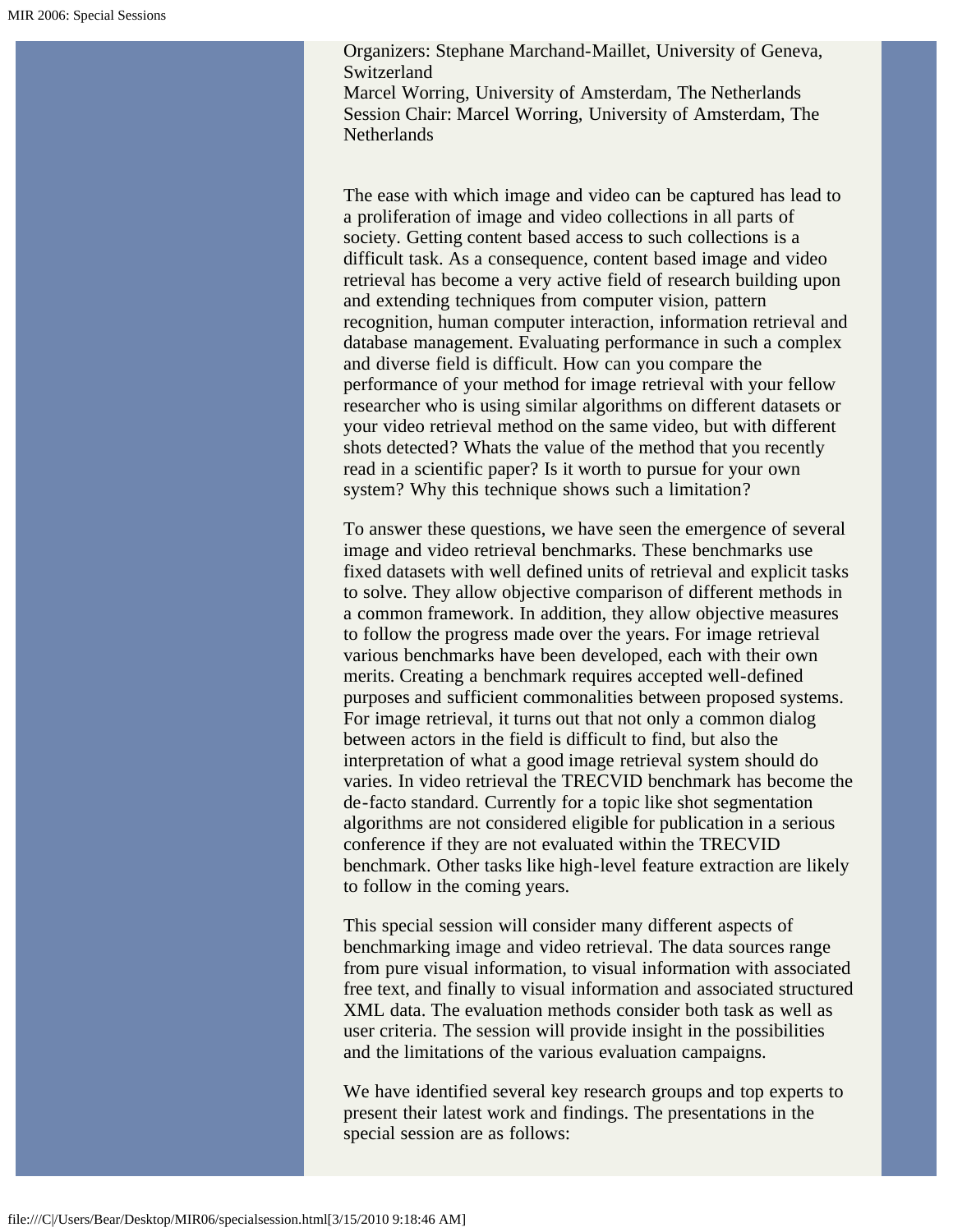Organizers: Stephane Marchand-Maillet, University of Geneva, Switzerland
Marcel Worring, University of Amsterdam, The Netherlands
Session Chair: Marcel Worring, University of Amsterdam, The Netherlands

The ease with which image and video can be captured has lead to a proliferation of image and video collections in all parts of society. Getting content based access to such collections is a difficult task. As a consequence, content based image and video retrieval has become a very active field of research building upon and extending techniques from computer vision, pattern recognition, human computer interaction, information retrieval and database management. Evaluating performance in such a complex and diverse field is difficult. How can you compare the performance of your method for image retrieval with your fellow researcher who is using similar algorithms on different datasets or your video retrieval method on the same video, but with different shots detected? Whats the value of the method that you recently read in a scientific paper? Is it worth to pursue for your own system? Why this technique shows such a limitation?

To answer these questions, we have seen the emergence of several image and video retrieval benchmarks. These benchmarks use fixed datasets with well defined units of retrieval and explicit tasks to solve. They allow objective comparison of different methods in a common framework. In addition, they allow objective measures to follow the progress made over the years. For image retrieval various benchmarks have been developed, each with their own merits. Creating a benchmark requires accepted well-defined purposes and sufficient commonalities between proposed systems. For image retrieval, it turns out that not only a common dialog between actors in the field is difficult to find, but also the interpretation of what a good image retrieval system should do varies. In video retrieval the TRECVID benchmark has become the de-facto standard. Currently for a topic like shot segmentation algorithms are not considered eligible for publication in a serious conference if they are not evaluated within the TRECVID benchmark. Other tasks like high-level feature extraction are likely to follow in the coming years.

This special session will consider many different aspects of benchmarking image and video retrieval. The data sources range from pure visual information, to visual information with associated free text, and finally to visual information and associated structured XML data. The evaluation methods consider both task as well as user criteria. The session will provide insight in the possibilities and the limitations of the various evaluation campaigns.

We have identified several key research groups and top experts to present their latest work and findings. The presentations in the special session are as follows: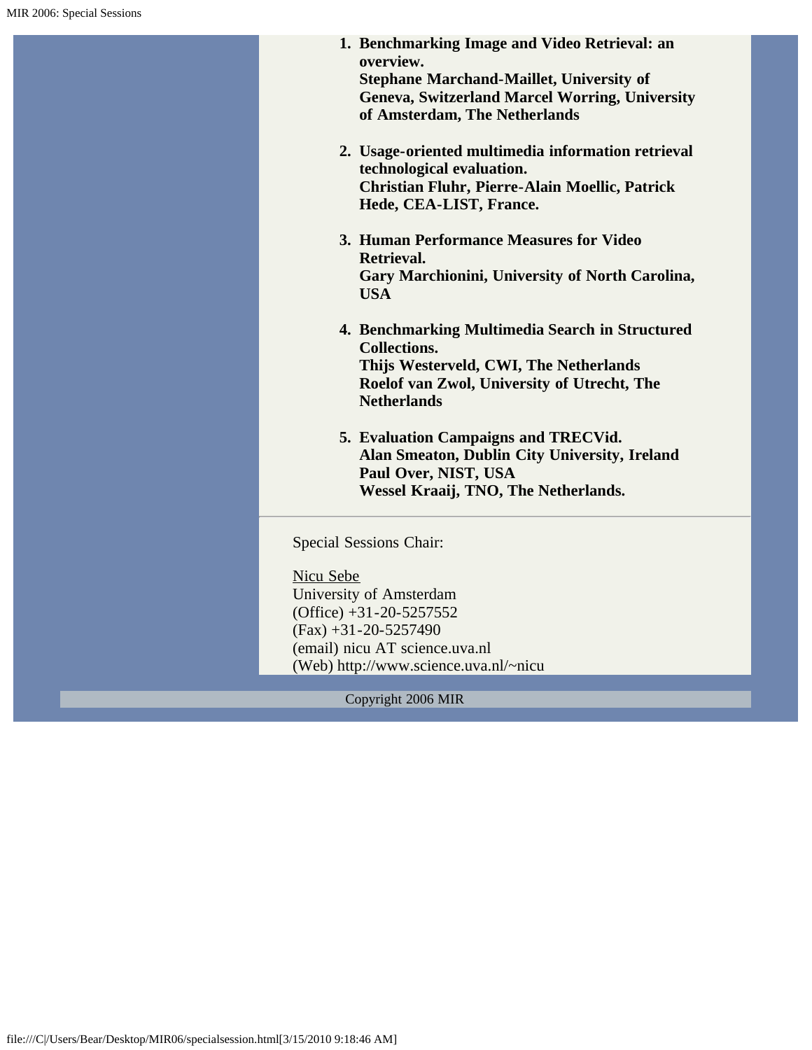1. **Benchmarking Image and Video Retrieval: an overview.**
   **Stephane Marchand-Maillet, University of Geneva, Switzerland Marcel Worring, University of Amsterdam, The Netherlands**

2. **Usage-oriented multimedia information retrieval technological evaluation.**
   **Christian Fluhr, Pierre-Alain Moellic, Patrick Hede, CEA-LIST, France.**

3. **Human Performance Measures for Video Retrieval.**
   **Gary Marchionini, University of North Carolina, USA**

4. **Benchmarking Multimedia Search in Structured Collections.**
   **Thijs Westerveld, CWI, The Netherlands**
   **Roelof van Zwol, University of Utrecht, The Netherlands**

5. **Evaluation Campaigns and TRECVid.**
   **Alan Smeaton, Dublin City University, Ireland**
   **Paul Over, NIST, USA**
   **Wessel Kraaij, TNO, The Netherlands.**

---

Special Sessions Chair:

Nicu Sebe
University of Amsterdam
(Office) +31-20-5257552
(Fax) +31-20-5257490
(email) nicu AT science.uva.nl
(Web) http://www.science.uva.nl/~nicu

Copyright 2006 MIR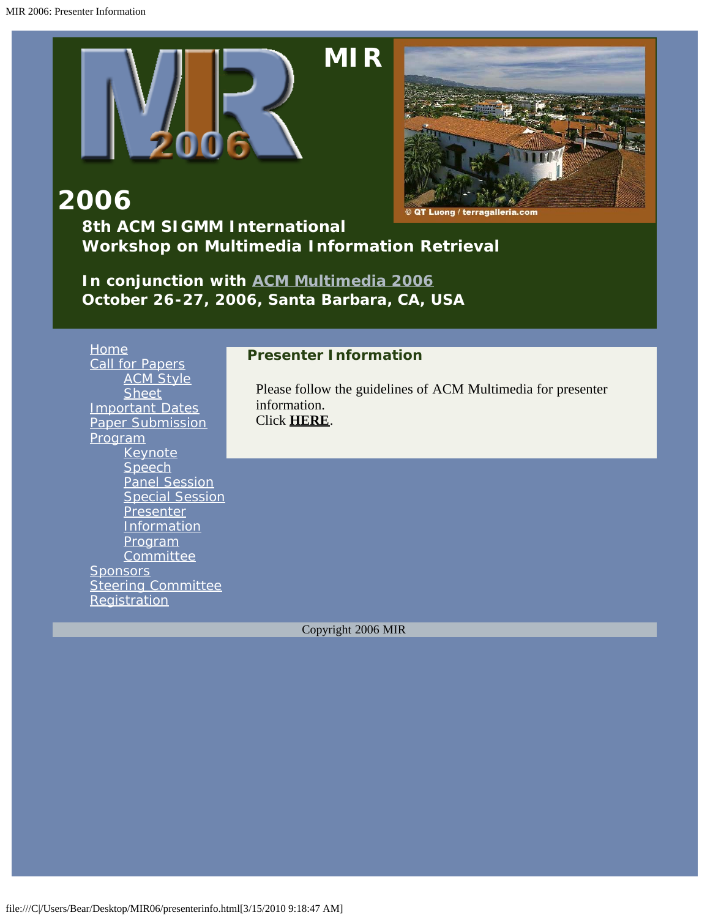# MIR 2006

## 8th ACM SIGMM International Workshop on Multimedia Information Retrieval

**In conjunction with ACM Multimedia 2006**
**October 26-27, 2006, Santa Barbara, CA, USA**

- Home
- Call for Papers
  - ACM Style Sheet
- Important Dates
- Paper Submission
- Program
  - Keynote Speech
  - Panel Session
  - Special Session
  - Presenter Information
  - Program Committee
- Sponsors
- Steering Committee
- Registration

### Presenter Information

Please follow the guidelines of ACM Multimedia for presenter information.
Click **HERE**.

Copyright 2006 MIR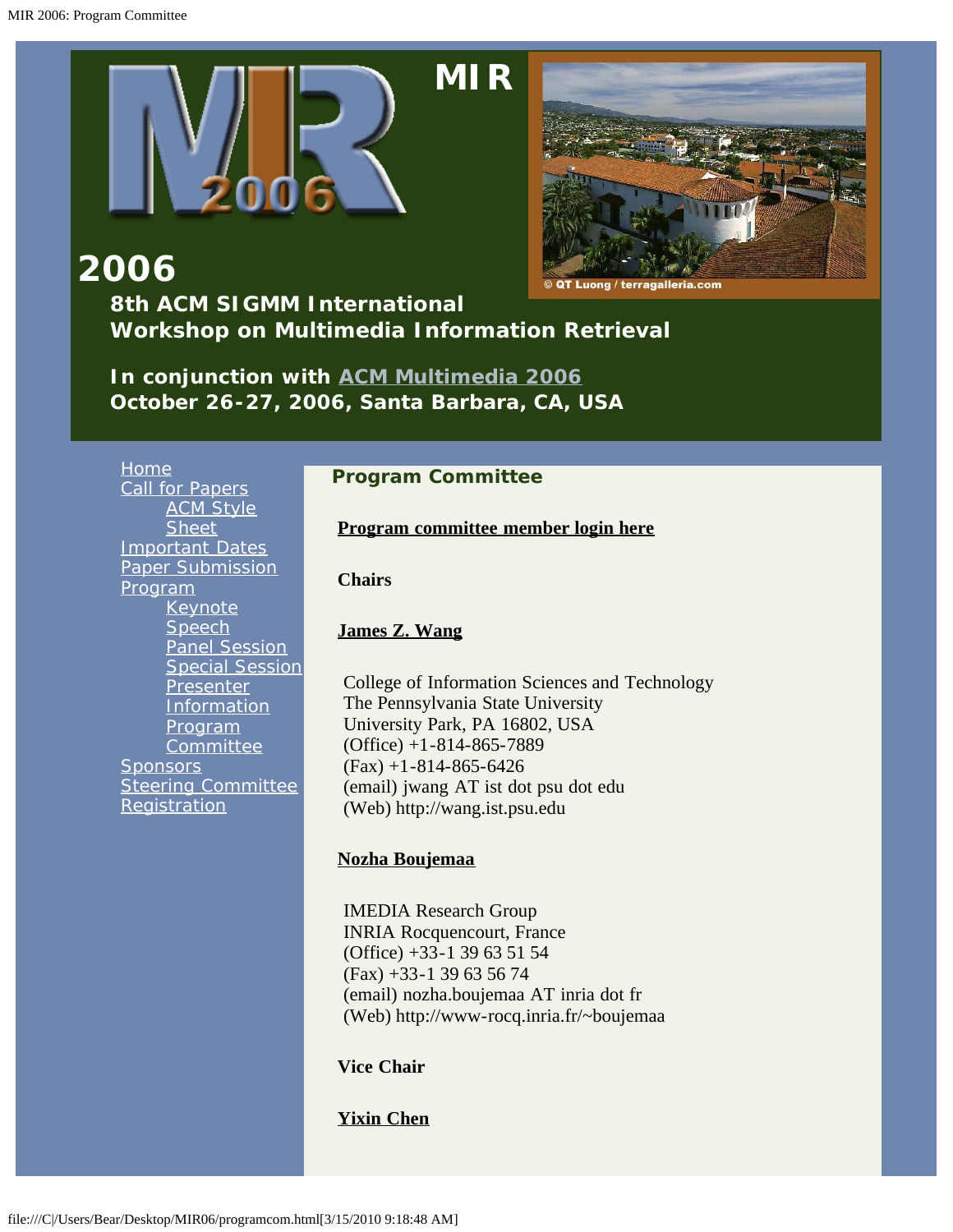# MIR

# 2006

**8th ACM SIGMM International Workshop on Multimedia Information Retrieval**

**In conjunction with ACM Multimedia 2006**
**October 26-27, 2006, Santa Barbara, CA, USA**

- Home
- Call for Papers
  - ACM Style Sheet
- Important Dates
- Paper Submission
- Program
  - Keynote Speech
  - Panel Session
  - Special Session
  - Presenter Information
  - Program Committee
- Sponsors
- Steering Committee
- Registration

## Program Committee

**Program committee member login here**

**Chairs**

**James Z. Wang**

College of Information Sciences and Technology
The Pennsylvania State University
University Park, PA 16802, USA
(Office) +1-814-865-7889
(Fax) +1-814-865-6426
(email) jwang AT ist dot psu dot edu
(Web) http://wang.ist.psu.edu

**Nozha Boujemaa**

IMEDIA Research Group
INRIA Rocquencourt, France
(Office) +33-1 39 63 51 54
(Fax) +33-1 39 63 56 74
(email) nozha.boujemaa AT inria dot fr
(Web) http://www-rocq.inria.fr/~boujemaa

**Vice Chair**

**Yixin Chen**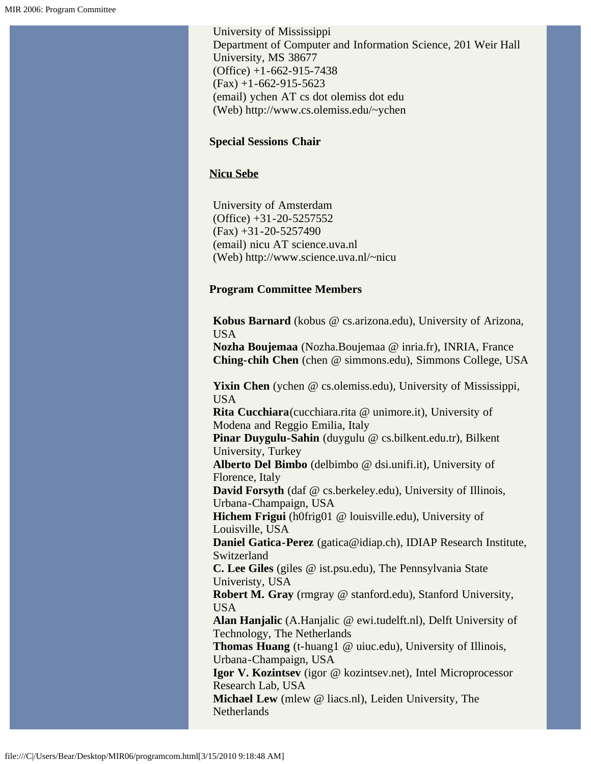University of Mississippi
Department of Computer and Information Science, 201 Weir Hall
University, MS 38677
(Office) +1-662-915-7438
(Fax) +1-662-915-5623
(email) ychen AT cs dot olemiss dot edu
(Web) http://www.cs.olemiss.edu/~ychen

**Special Sessions Chair**

**Nicu Sebe**

University of Amsterdam
(Office) +31-20-5257552
(Fax) +31-20-5257490
(email) nicu AT science.uva.nl
(Web) http://www.science.uva.nl/~nicu

**Program Committee Members**

**Kobus Barnard** (kobus @ cs.arizona.edu), University of Arizona, USA
**Nozha Boujemaa** (Nozha.Boujemaa @ inria.fr), INRIA, France
**Ching-chih Chen** (chen @ simmons.edu), Simmons College, USA

**Yixin Chen** (ychen @ cs.olemiss.edu), University of Mississippi, USA
**Rita Cucchiara**(cucchiara.rita @ unimore.it), University of Modena and Reggio Emilia, Italy
**Pinar Duygulu-Sahin** (duygulu @ cs.bilkent.edu.tr), Bilkent University, Turkey
**Alberto Del Bimbo** (delbimbo @ dsi.unifi.it), University of Florence, Italy
**David Forsyth** (daf @ cs.berkeley.edu), University of Illinois, Urbana-Champaign, USA
**Hichem Frigui** (h0frig01 @ louisville.edu), University of Louisville, USA
**Daniel Gatica-Perez** (gatica@idiap.ch), IDIAP Research Institute, Switzerland
**C. Lee Giles** (giles @ ist.psu.edu), The Pennsylvania State Univeristy, USA
**Robert M. Gray** (rmgray @ stanford.edu), Stanford University, USA
**Alan Hanjalic** (A.Hanjalic @ ewi.tudelft.nl), Delft University of Technology, The Netherlands
**Thomas Huang** (t-huang1 @ uiuc.edu), University of Illinois, Urbana-Champaign, USA
**Igor V. Kozintsev** (igor @ kozintsev.net), Intel Microprocessor Research Lab, USA
**Michael Lew** (mlew @ liacs.nl), Leiden University, The Netherlands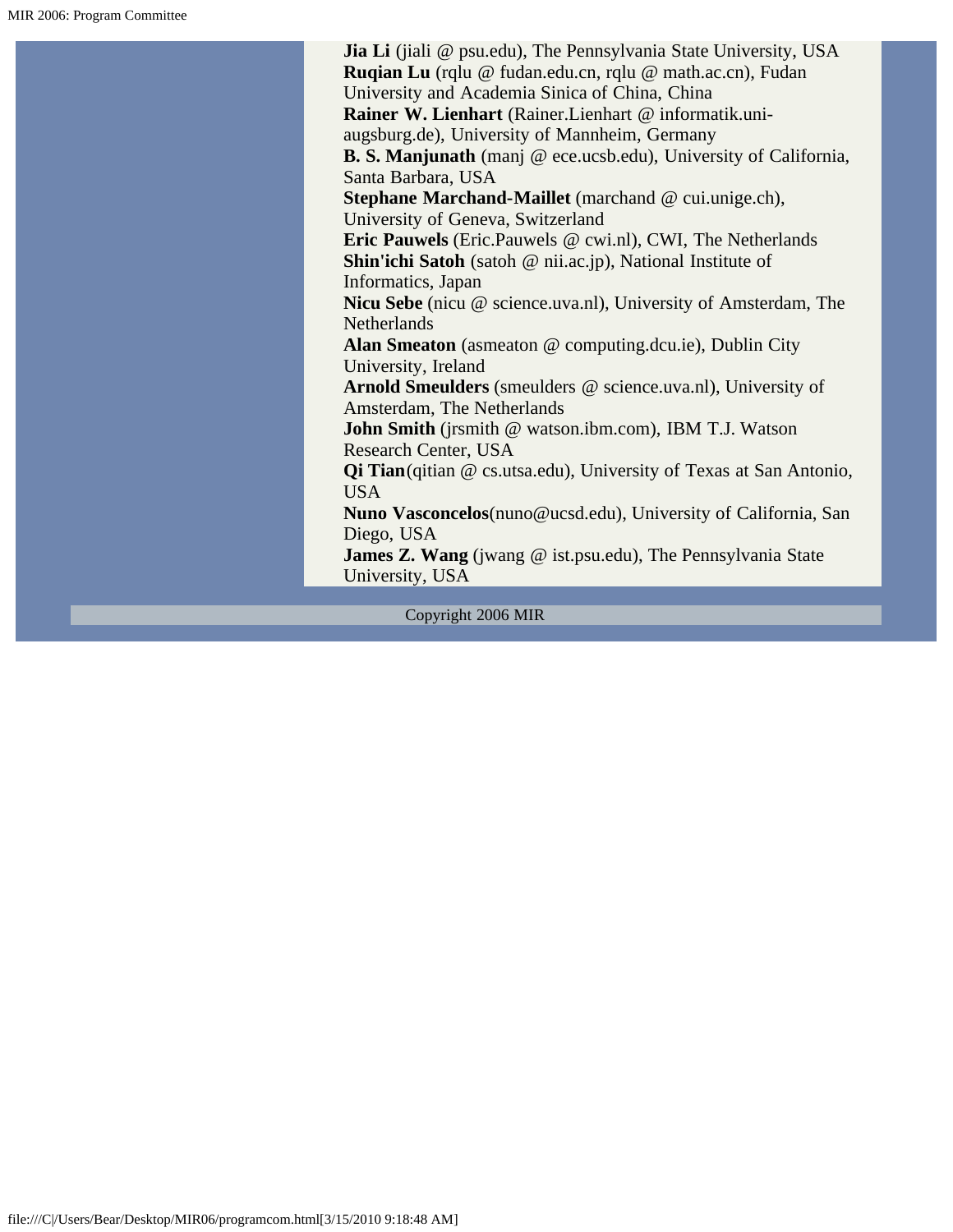**Jia Li** (jiali @ psu.edu), The Pennsylvania State University, USA
**Ruqian Lu** (rqlu @ fudan.edu.cn, rqlu @ math.ac.cn), Fudan University and Academia Sinica of China, China
**Rainer W. Lienhart** (Rainer.Lienhart @ informatik.uni-augsburg.de), University of Mannheim, Germany
**B. S. Manjunath** (manj @ ece.ucsb.edu), University of California, Santa Barbara, USA
**Stephane Marchand-Maillet** (marchand @ cui.unige.ch), University of Geneva, Switzerland
**Eric Pauwels** (Eric.Pauwels @ cwi.nl), CWI, The Netherlands
**Shin'ichi Satoh** (satoh @ nii.ac.jp), National Institute of Informatics, Japan
**Nicu Sebe** (nicu @ science.uva.nl), University of Amsterdam, The Netherlands
**Alan Smeaton** (asmeaton @ computing.dcu.ie), Dublin City University, Ireland
**Arnold Smeulders** (smeulders @ science.uva.nl), University of Amsterdam, The Netherlands
**John Smith** (jrsmith @ watson.ibm.com), IBM T.J. Watson Research Center, USA
**Qi Tian**(qitian @ cs.utsa.edu), University of Texas at San Antonio, USA
**Nuno Vasconcelos**(nuno@ucsd.edu), University of California, San Diego, USA
**James Z. Wang** (jwang @ ist.psu.edu), The Pennsylvania State University, USA

Copyright 2006 MIR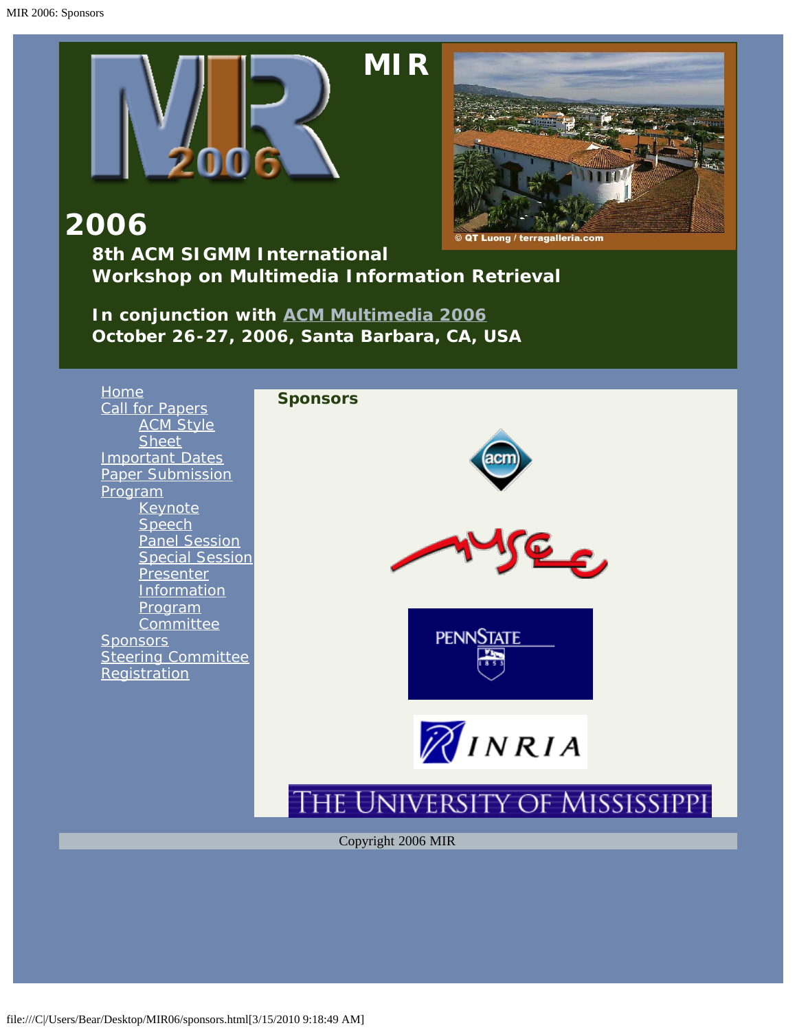# MIR

# 2006

**8th ACM SIGMM International Workshop on Multimedia Information Retrieval**

**In conjunction with ACM Multimedia 2006**
**October 26-27, 2006, Santa Barbara, CA, USA**

- Home
- Call for Papers
  - ACM Style Sheet
- Important Dates
- Paper Submission
- Program
  - Keynote Speech
  - Panel Session
  - Special Session
  - Presenter Information
  - Program Committee
- Sponsors
- Steering Committee
- Registration

## Sponsors

Copyright 2006 MIR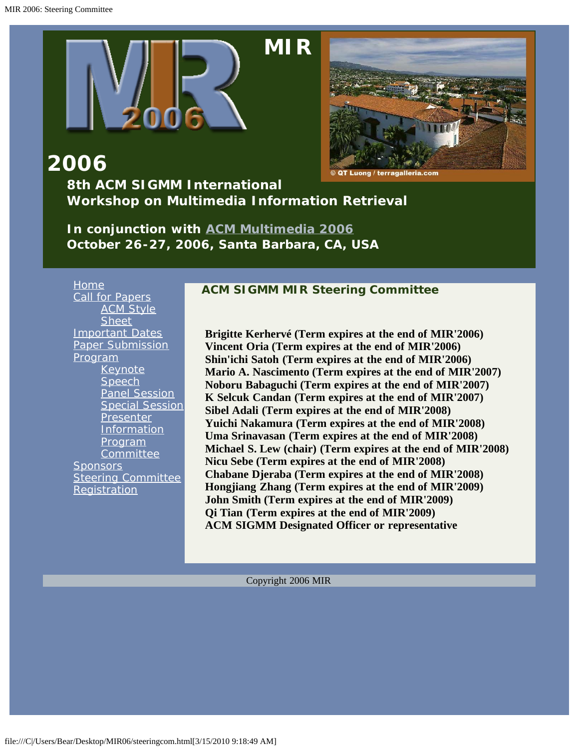MIR

# 2006

**8th ACM SIGMM International Workshop on Multimedia Information Retrieval**

**In conjunction with ACM Multimedia 2006**
**October 26-27, 2006, Santa Barbara, CA, USA**

- Home
- Call for Papers
  - ACM Style Sheet
- Important Dates
- Paper Submission
- Program
  - Keynote Speech
  - Panel Session
  - Special Session
  - Presenter Information
  - Program Committee
- Sponsors
- Steering Committee
- Registration

## ACM SIGMM MIR Steering Committee

**Brigitte Kerhervé (Term expires at the end of MIR'2006)**
**Vincent Oria (Term expires at the end of MIR'2006)**
**Shin'ichi Satoh (Term expires at the end of MIR'2006)**
**Mario A. Nascimento (Term expires at the end of MIR'2007)**
**Noboru Babaguchi (Term expires at the end of MIR'2007)**
**K Selcuk Candan (Term expires at the end of MIR'2007)**
**Sibel Adali (Term expires at the end of MIR'2008)**
**Yuichi Nakamura (Term expires at the end of MIR'2008)**
**Uma Srinavasan (Term expires at the end of MIR'2008)**
**Michael S. Lew (chair) (Term expires at the end of MIR'2008)**
**Nicu Sebe (Term expires at the end of MIR'2008)**
**Chabane Djeraba (Term expires at the end of MIR'2008)**
**Hongjiang Zhang (Term expires at the end of MIR'2009)**
**John Smith (Term expires at the end of MIR'2009)**
**Qi Tian (Term expires at the end of MIR'2009)**
**ACM SIGMM Designated Officer or representative**

Copyright 2006 MIR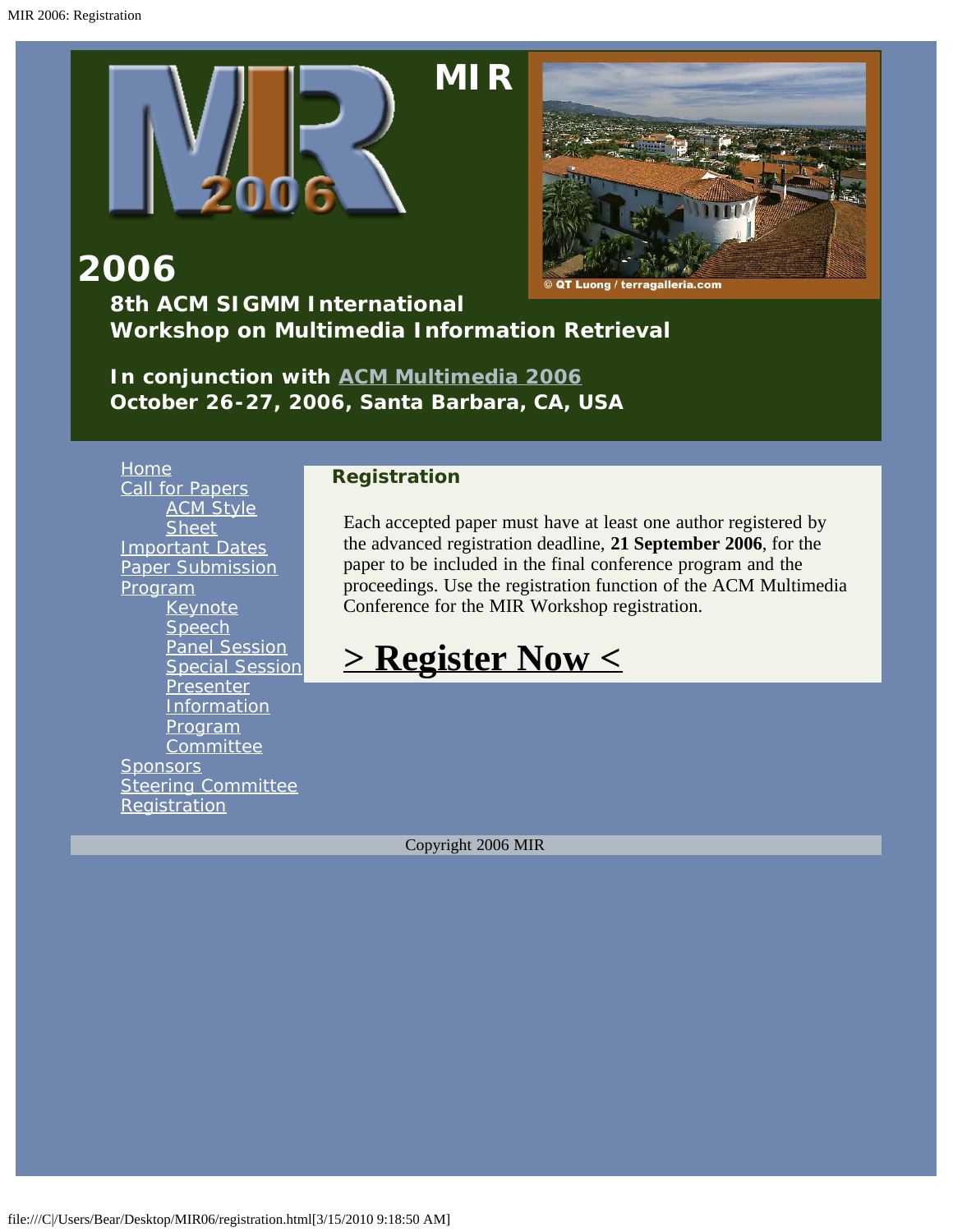# MIR 2006

**8th ACM SIGMM International Workshop on Multimedia Information Retrieval**

**In conjunction with ACM Multimedia 2006**
**October 26-27, 2006, Santa Barbara, CA, USA**

- Home
- Call for Papers
  - ACM Style Sheet
- Important Dates
- Paper Submission
- Program
  - Keynote Speech
  - Panel Session
  - Special Session
  - Presenter Information
  - Program Committee
- Sponsors
- Steering Committee
- Registration

## Registration

Each accepted paper must have at least one author registered by the advanced registration deadline, **21 September 2006**, for the paper to be included in the final conference program and the proceedings. Use the registration function of the ACM Multimedia Conference for the MIR Workshop registration.

## > Register Now <

Copyright 2006 MIR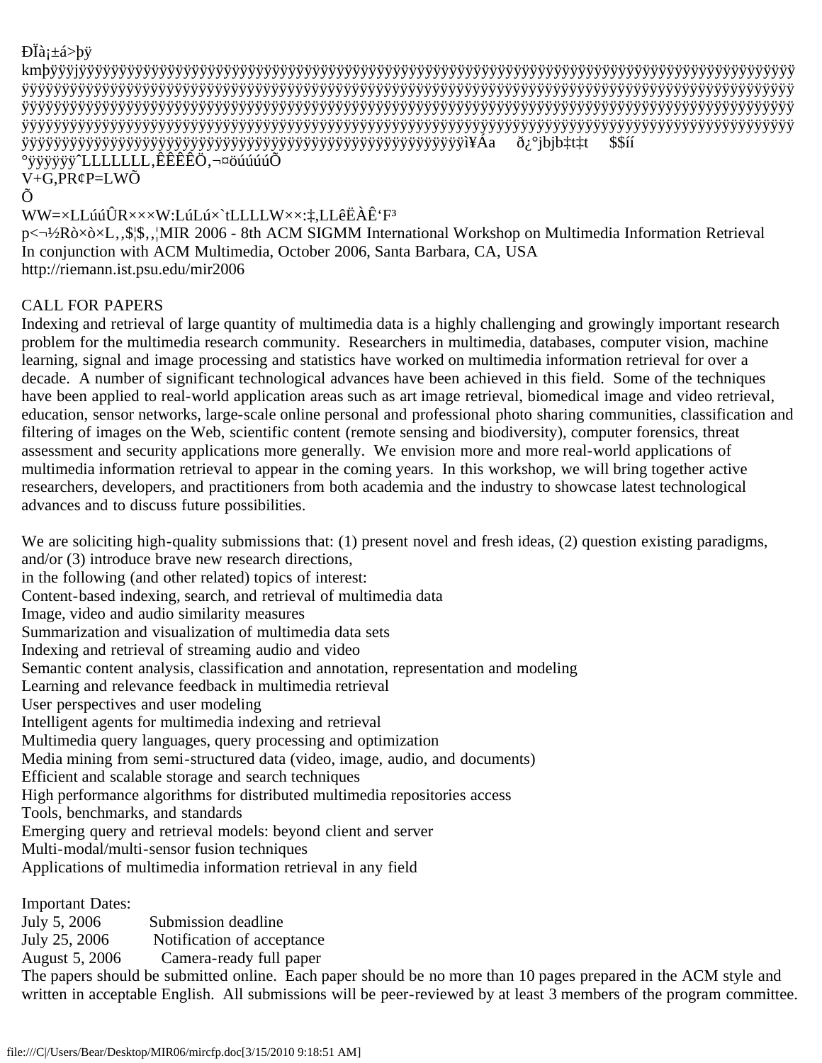MIR 2006 - 8th ACM SIGMM International Workshop on Multimedia Information Retrieval
In conjunction with ACM Multimedia, October 2006, Santa Barbara, CA, USA
http://riemann.ist.psu.edu/mir2006

CALL FOR PAPERS

Indexing and retrieval of large quantity of multimedia data is a highly challenging and growingly important research problem for the multimedia research community. Researchers in multimedia, databases, computer vision, machine learning, signal and image processing and statistics have worked on multimedia information retrieval for over a decade. A number of significant technological advances have been achieved in this field. Some of the techniques have been applied to real-world application areas such as art image retrieval, biomedical image and video retrieval, education, sensor networks, large-scale online personal and professional photo sharing communities, classification and filtering of images on the Web, scientific content (remote sensing and biodiversity), computer forensics, threat assessment and security applications more generally. We envision more and more real-world applications of multimedia information retrieval to appear in the coming years. In this workshop, we will bring together active researchers, developers, and practitioners from both academia and the industry to showcase latest technological advances and to discuss future possibilities.

We are soliciting high-quality submissions that: (1) present novel and fresh ideas, (2) question existing paradigms, and/or (3) introduce brave new research directions,
in the following (and other related) topics of interest:
Content-based indexing, search, and retrieval of multimedia data
Image, video and audio similarity measures
Summarization and visualization of multimedia data sets
Indexing and retrieval of streaming audio and video
Semantic content analysis, classification and annotation, representation and modeling
Learning and relevance feedback in multimedia retrieval
User perspectives and user modeling
Intelligent agents for multimedia indexing and retrieval
Multimedia query languages, query processing and optimization
Media mining from semi-structured data (video, image, audio, and documents)
Efficient and scalable storage and search techniques
High performance algorithms for distributed multimedia repositories access
Tools, benchmarks, and standards
Emerging query and retrieval models: beyond client and server
Multi-modal/multi-sensor fusion techniques
Applications of multimedia information retrieval in any field

Important Dates:
July 5, 2006 Submission deadline
July 25, 2006 Notification of acceptance
August 5, 2006 Camera-ready full paper
The papers should be submitted online. Each paper should be no more than 10 pages prepared in the ACM style and written in acceptable English. All submissions will be peer-reviewed by at least 3 members of the program committee.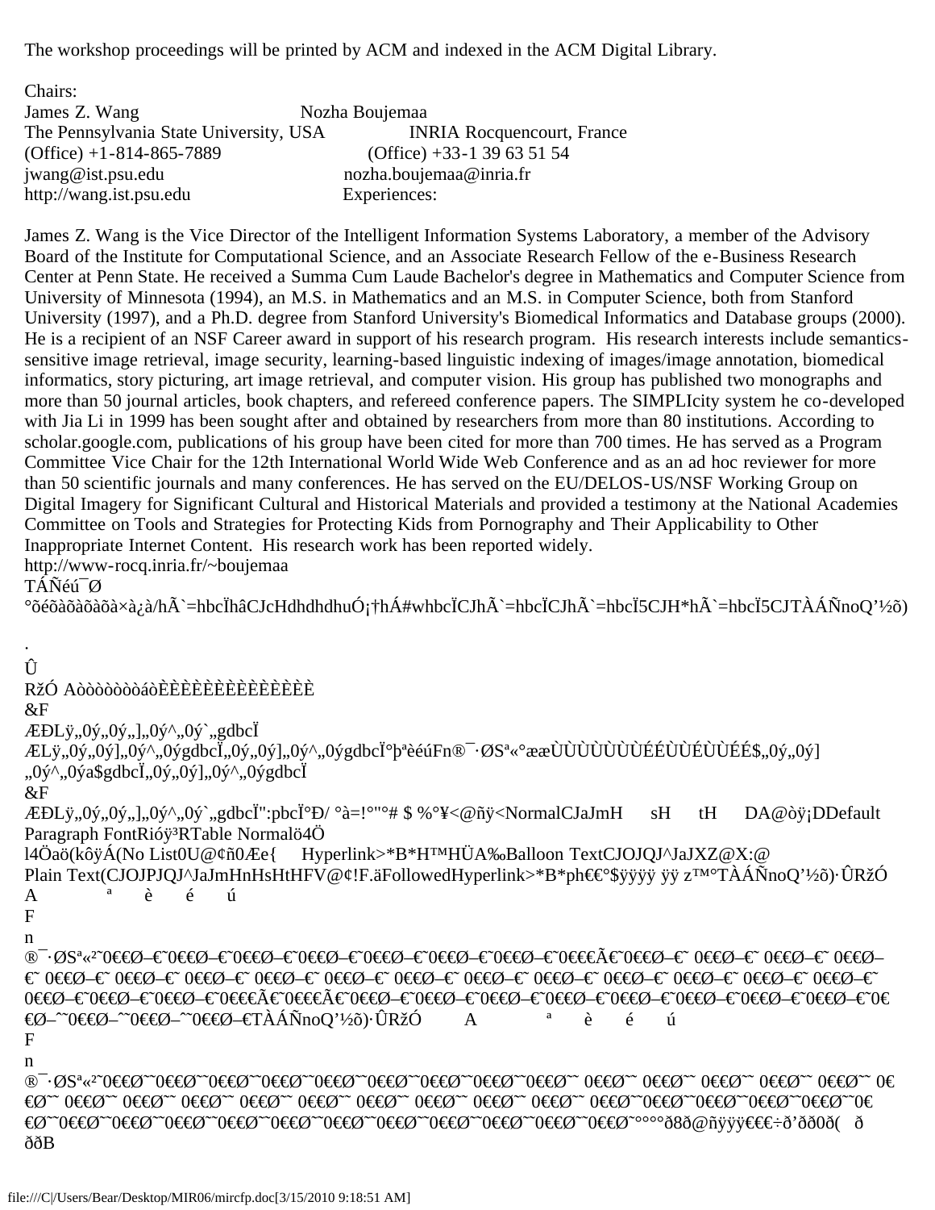The workshop proceedings will be printed by ACM and indexed in the ACM Digital Library.

Chairs:

James Z. Wang
The Pennsylvania State University, USA
(Office) +1-814-865-7889
jwang@ist.psu.edu
http://wang.ist.psu.edu

Nozha Boujemaa
INRIA Rocquencourt, France
(Office) +33-1 39 63 51 54
nozha.boujemaa@inria.fr
Experiences:

James Z. Wang is the Vice Director of the Intelligent Information Systems Laboratory, a member of the Advisory Board of the Institute for Computational Science, and an Associate Research Fellow of the e-Business Research Center at Penn State. He received a Summa Cum Laude Bachelor's degree in Mathematics and Computer Science from University of Minnesota (1994), an M.S. in Mathematics and an M.S. in Computer Science, both from Stanford University (1997), and a Ph.D. degree from Stanford University's Biomedical Informatics and Database groups (2000). He is a recipient of an NSF Career award in support of his research program. His research interests include semantics-sensitive image retrieval, image security, learning-based linguistic indexing of images/image annotation, biomedical informatics, story picturing, art image retrieval, and computer vision. His group has published two monographs and more than 50 journal articles, book chapters, and refereed conference papers. The SIMPLIcity system he co-developed with Jia Li in 1999 has been sought after and obtained by researchers from more than 80 institutions. According to scholar.google.com, publications of his group have been cited for more than 700 times. He has served as a Program Committee Vice Chair for the 12th International World Wide Web Conference and as an ad hoc reviewer for more than 50 scientific journals and many conferences. He has served on the EU/DELOS-US/NSF Working Group on Digital Imagery for Significant Cultural and Historical Materials and provided a testimony at the National Academies Committee on Tools and Strategies for Protecting Kids from Pornography and Their Applicability to Other Inappropriate Internet Content. His research work has been reported widely.
http://www-rocq.inria.fr/~boujemaa

TÁÑéú¯Ø

°õéõàõàõàõà×à¿à/hÃ`=hbcÏhâCJcHdhdhdhuÓ¡†hÁ#whbcÏCJhÃ`=hbcÏCJhÃ`=hbcÏ5CJH*hÃ`=hbcÏ5CJTÀÁÑnoQ'½õ)

.

Û

RžÓ AòòòòòòòáòÈÈÈÈÈÈÈÈÈÈÈÈÈÈ

&F

ÆÐLÿ„0ý„0ý„0ý„],„0ý^„0ý`„gdbcÏ

ÆLÿ„0ý„0ý],„0ý^„0ýgdbcÏ„0ý„0ý],„0ý^„0ýgdbcÏ°þªèéúFn®¯·ØSª«°ææÙÙÙÙÙÙÙÉÉÙÙÉÙÙÉÉ$„0ý„0ý]

„0ý^„0ýa$gdbcÏ„0ý„0ý],„0ý^„0ýgdbcÏ

&F

ÆÐLÿ„0ý„0ý„],„0ý^„0ý`„gdbcÏ":pbcÏ°Ð/ °à=!°"°# $ %°¥<@ñÿ<NormalCJaJmH sH tH DA@òÿ¡DDefault Paragraph FontRióÿ³RTable Normalö4Ö

l4Öaö(kôÿÁ(No List0U@¢ñ0Æe{ Hyperlink>*B*H™HÜA‰Balloon TextCJOJQJ^JaJXZ@X:@

Plain Text(CJOJPJQJ^JaJmHnHsHtHFV@¢!F.äFollowedHyperlink>*B*ph€€°$ÿÿÿÿ ÿÿ z™°TÀÁÑnoQ'½õ)·ÛRžÓ

A ª è é ú

F

n

®¯·ØSª«²˜0€€Ø–€˜0€€Ø–€˜0€€Ø–€˜0€€Ø–€˜0€€Ø–€˜0€€Ø–€˜0€€Ø–€˜0€€Ø–€˜0€€Ø–€˜0€€Ã€˜0€€Ø–€˜ 0€€Ø–€˜ 0€€Ø–€˜ 0€€Ø–€˜ 0€€Ø–€˜ 0€€Ø–€˜ 0€€Ø–€˜ 0€€Ø–€˜ 0€€Ø–€˜ 0€€Ø–€˜ 0€€Ø–€˜ 0€€Ø–€˜ 0€€Ø–€˜ 0€€Ø–€˜ 0€€Ø–€˜ 0€€Ø–€˜0€€Ø–€˜0€€Ø–€˜0€€Ø–€˜0€€Ã€˜0€€Ã€˜0€€Ø–€˜0€€Ø–€˜0€€Ø–€˜0€€Ø–€˜0€€Ø–€˜0€€Ø–€˜0€€Ø–€˜0€€Ø–€˜0€€Ø–€˜0€€Ø–€˜0€€Ø–˜˜0€€Ø–˜˜0€€Ø–˜˜0€€Ø–€TÀÁÑnoQ'½õ)·ÛRžÓ A ª è é ú

F

n

®¯·ØSª«²˜0€€Ø˜˜0€€Ø˜˜0€€Ø˜˜0€€Ø˜˜0€€Ø˜˜0€€Ø˜˜0€€Ø˜˜0€€Ø˜˜0€€Ø˜˜0€€Ø˜˜ 0€€Ø˜˜ 0€€Ø˜˜ 0€€Ø˜˜ 0€€Ø˜˜ 0€€Ø˜˜ 0€€Ø˜˜ 0€€Ø˜˜ 0€€Ø˜˜ 0€€Ø˜˜ 0€€Ø˜˜ 0€€Ø˜˜ 0€€Ø˜˜ 0€€Ø˜˜ 0€€Ø˜˜ 0€€Ø˜˜ 0€€Ø˜˜ 0€€Ø˜˜0€€Ø˜˜0€€Ø˜˜0€€Ø˜˜0€€Ø˜˜0€€Ø˜˜0€€Ø˜˜0€€Ø˜˜0€€Ø˜˜0€€Ø˜˜0€€Ø˜˜0€€Ø˜˜0€€Ø˜˜0€€Ø˜˜0€€Ø˜˜0€€Ø˜°°°°ð8ð@ñÿÿÿ€€€÷ð'ðð0ð( ð

ððB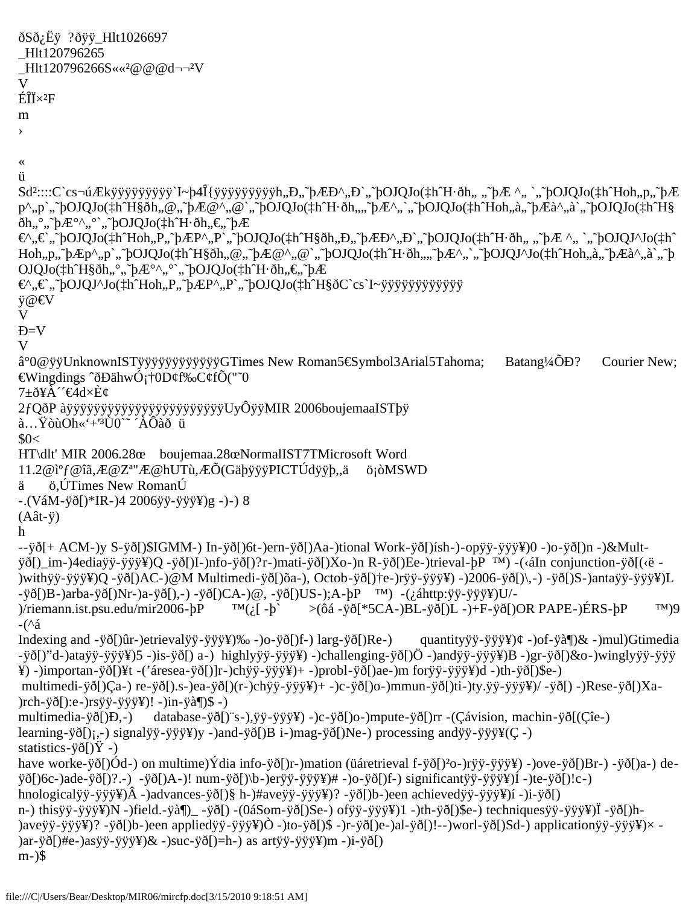ðSð¿Ëÿ ?ðÿÿ_Hlt1026697
_Hlt120796265
_Hlt120796266S««²@@@d¬¬²V
V
ÉÎÏ×²F
m
›

«
ü
Sd²::::C`cs¬úÆkÿÿÿÿÿÿÿÿÿ`I~þ4Î{ÿÿÿÿÿÿÿÿÿh„Ð„˜þÆÐ^„Ð`„˜þOJQJo(‡hˆH·ðh„ „˜þÆ ^„ `„˜þOJQJo(‡hˆHoh„p„˜þÆ p^„p`„˜þOJQJo(‡hˆH§ðh„@„˜þÆ@^„@`„˜þOJQJo(‡hˆH·ðh„„˜þÆ^„`„˜þOJQJo(‡hˆHoh„à„˜þÆà^„à`„˜þOJQJo(‡hˆH§ðh„°„˜þÆ°^„°`„˜þOJQJo(‡hˆH·ðh„€„˜þÆ
€^„€`„˜þOJQJo(‡hˆHoh„P„˜þÆP^„P`„˜þOJQJo(‡hˆH§ðh„Ð„˜þÆÐ^„Ð`„˜þOJQJo(‡hˆH·ðh„ „˜þÆ ^„ `„˜þOJQJ^Jo(‡hˆHoh„p„˜þÆp^„p`„˜þOJQJo(‡hˆH§ðh„@„˜þÆ@^„@`„˜þOJQJo(‡hˆH·ðh„„˜þÆ^„`„˜þOJQJ^Jo(‡hˆHoh„à„˜þÆà^„à`„˜þOJQJo(‡hˆH§ðh„°„˜þÆ°^„°`„˜þOJQJo(‡hˆH·ðh„€„˜þÆ
€^„€`„˜þOJQJ^Jo(‡hˆHoh„P„˜þÆP^„P`„˜þOJQJo(‡hˆH§ðC`cs`I~ÿÿÿÿÿÿÿÿÿÿÿÿ
ÿ@€V
V
Ð=V
V
â°0@ÿÿUnknownISTÿÿÿÿÿÿÿÿÿÿÿÿGTimes New Roman5€Symbol3Arial5Tahoma; Batang¼ÕÐ? Courier New;
€Wingdings ˆðÐähwÓ¡†0D¢f‰C¢fÕ("˜0
7±ð¥À´´€4d×È¢
2ƒQðP àÿÿÿÿÿÿÿÿÿÿÿÿÿÿÿÿÿÿÿÿÿÿÿUyÔÿÿMIR 2006boujemaaISTþÿ
à…ŸòùOh«'+'³Ù0`˜ ´ÀÔàð ü
$0<
HT\dlt' MIR 2006.28œ boujemaa.28œNormalIST7TMicrosoft Word
11.2@ìºƒ@îã„Æ@Zª"Æ@hUTù„ÆÕ(GäþÿÿÿPICTÚdÿÿþ„ä ö¡òMSWD
ä ö,ÚTimes New RomanÚ
-.(VáM-ÿð[)*IR-)4 2006ÿÿ-ÿÿÿ¥)g -)-) 8
(Aât-ÿ)
h
--ÿð[+ ACM-)y S-ÿð[)$IGMM-) In-ÿð[)6t-)ern-ÿð[)Aa-)tional Work-ÿð[)ísh-)-opÿÿ-ÿÿÿ¥)0 -)o-ÿð[)n -)&Mult-ÿð[)_im-)4ediaÿÿ-ÿÿÿ¥)Q -ÿð[)I-)nfo-ÿð[)?r-)mati-ÿð[)Xo-)n R-ÿð[)Ee-)trieval-þP ™) -(‹áIn conjunction-ÿð[(‹ë -)withÿÿ-ÿÿÿ¥)Q -ÿð[)AC-)@M Multimedi-ÿð[)õa-), Octob-ÿð[)†e-)rÿÿ-ÿÿÿ¥) -)2006-ÿð[)\,-) -ÿð[)S-)antaÿÿ-ÿÿÿ¥)L -ÿð[)B-)arba-ÿð[)Nr-)a-ÿð[),-) -ÿð[)CA-)@, -ÿð[)US-);A-þP ™) -(¿áhttp:ÿÿ-ÿÿÿ¥)U/-)/riemann.ist.psu.edu/mir2006-þP ™(¿[ -þ` >(ôá -ÿð[*5CA-)BL-ÿð[)L -)+F-ÿð[)OR PAPE-)ÉRS-þP ™)9 -(^á
Indexing and -ÿð[)ûr-)etrievalÿÿ-ÿÿÿ¥)‰ -)o-ÿð[)f-) larg-ÿð[)Re-) quantityÿÿ-ÿÿÿ¥)¢ -)of-ÿà¶)& -)mul)Gtimedia -ÿð[)"d-)ataÿÿ-ÿÿÿ¥)5 -)is-ÿð[) a-) highlyÿÿ-ÿÿÿ¥) -)challenging-ÿð[)Ö -)andÿÿ-ÿÿÿ¥)B -)gr-ÿð[)&o-)winglyÿÿ-ÿÿÿ¥) -)importan-ÿð[)¥t -('áresea-ÿð[)]r-)chÿÿ-ÿÿÿ¥)+ -)probl-ÿð[)ae-)m forÿÿ-ÿÿÿ¥)d -)th-ÿð[)$e-) multimedi-ÿð[)Ça-) re-ÿð[).s-)ea-ÿð[)(r-)chÿÿ-ÿÿÿ¥)+ -)c-ÿð[)o-)mmun-ÿð[)ti-)ty.ÿÿ-ÿÿÿ¥)/ -ÿð[) -)Rese-ÿð[)Xa-)rch-ÿð[):e-)rsÿÿ-ÿÿÿ¥)! -)in-ÿà¶)$ -)
multimedia-ÿð[)Ð,-) database-ÿð[)¨s-),ÿÿ-ÿÿÿ¥) -)c-ÿð[)o-)mpute-ÿð[)rr -(Çávision, machin-ÿð[(Çîe-) learning-ÿð[)¡,-) signalÿÿ-ÿÿÿ¥)y -)and-ÿð[)B i-)mag-ÿð[)Ne-) processing andÿÿ-ÿÿÿ¥(Ç -) statistics-ÿð[)Ÿ -)
have worke-ÿð[)Ód-) on multime)Ýdia info-ÿð[)r-)mation (üáretrieval f-ÿð[)²o-)rÿÿ-ÿÿÿ¥) -)ove-ÿð[)Br-) -ÿð[)a-) de-ÿð[)6c-)ade-ÿð[)?.-) -ÿð[)A-)! num-ÿð[)\b-)erÿÿ-ÿÿÿ¥)# -)o-ÿð[)f-) significantÿÿ-ÿÿÿ¥)Í -)te-ÿð[)!c-)hnologicalÿÿ-ÿÿÿ¥)Â -)advances-ÿð[)§ h-)#aveÿÿ-ÿÿÿ¥)? -ÿð[)b-)een achievedÿÿ-ÿÿÿ¥)í -)i-ÿð[)
n-) thisÿÿ-ÿÿÿ¥)N -)field.-ÿà¶)_ -ÿð[) -(0áSom-ÿð[)Se-) ofÿÿ-ÿÿÿ¥)1 -)th-ÿð[)$e-) techniquesÿÿ-ÿÿÿ¥)Ï -ÿð[)h-)aveÿÿ-ÿÿÿ¥)? -ÿð[)b-)een appliedÿÿ-ÿÿÿ¥)Ò -)to-ÿð[)$ -)r-ÿð[)e-)al-ÿð[)!--)worl-ÿð[)Sd-) applicationÿÿ-ÿÿÿ¥)× -)ar-ÿð[)#e-)asÿÿ-ÿÿÿ¥)& -)suc-ÿð[)=h-) as artÿÿ-ÿÿÿ¥)m -)i-ÿð[)
m-)$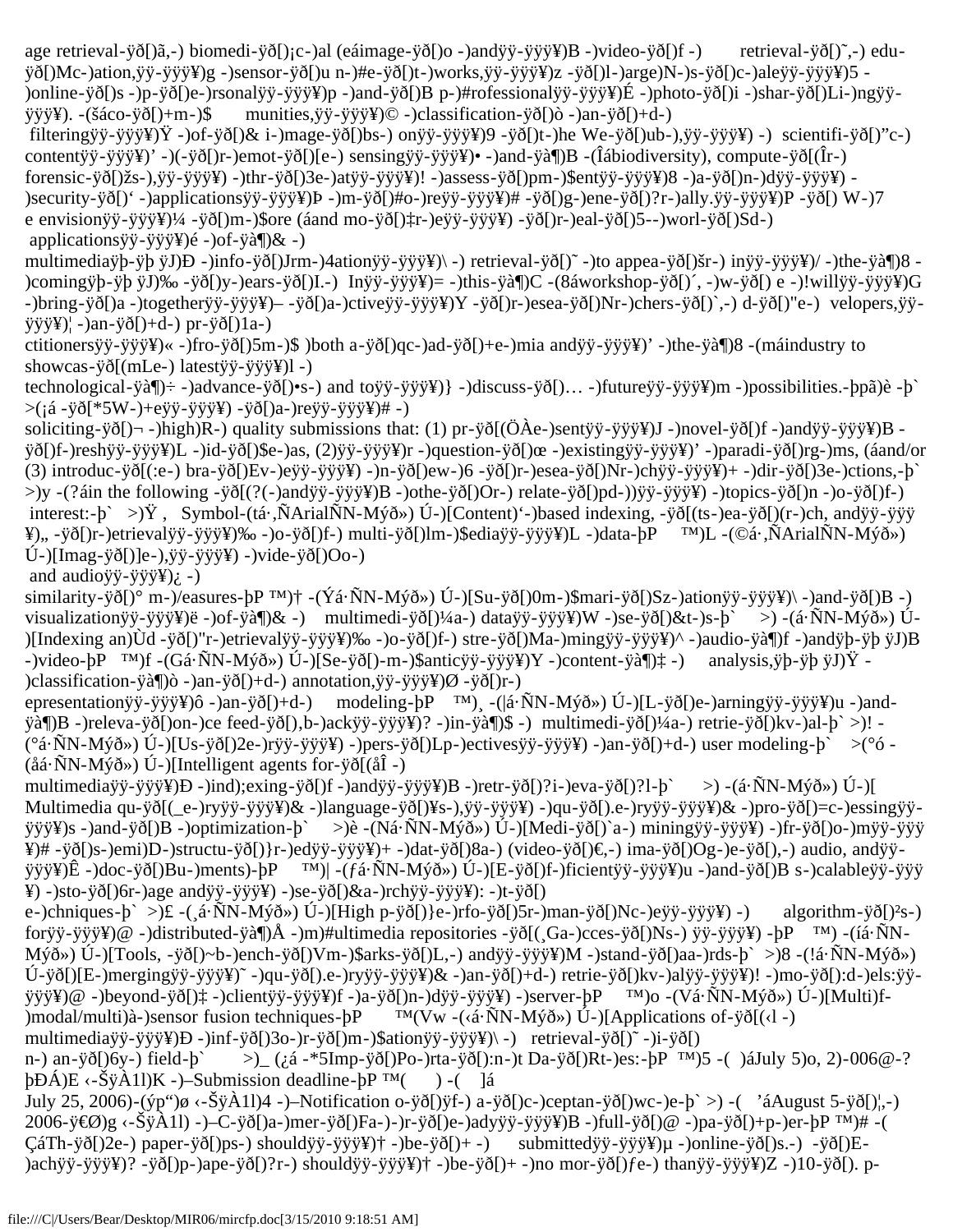age retrieval-ÿð[]ã,-) biomedi-ÿð[)¡c-)al (eáimage-ÿð[)o -)andÿÿ-ÿÿÿ¥)B -)video-ÿð[)f -) retrieval-ÿð[)˜,-) edu-ÿð[)Mc-)ation,ÿÿ-ÿÿÿ¥)g -)sensor-ÿð[)u n-)#e-ÿð[)t-)works,ÿÿ-ÿÿÿ¥)z -ÿð[)l-)arge)N-)s-ÿð[)c-)aleÿÿ-ÿÿÿ¥)5 -)online-ÿð[)s -)p-ÿð[)e-)rsonalÿÿ-ÿÿÿ¥)p -)and-ÿð[)B p-)#rofessionalÿÿ-ÿÿÿ¥)É -)photo-ÿð[)i -)shar-ÿð[)Li-)ngÿÿ-ÿÿÿ¥). -(šáco-ÿð[)+m-)$ munities,ÿÿ-ÿÿÿ¥)© -)classification-ÿð[)ò -)an-ÿð[)+d-)
filteringÿÿ-ÿÿÿ¥)Ÿ -)of-ÿð[)& i-)mage-ÿð[)bs-) onÿÿ-ÿÿÿ¥)9 -ÿð[)t-)he We-ÿð[)ub-),ÿÿ-ÿÿÿ¥) -) scientifi-ÿð[)"c-) contentÿÿ-ÿÿÿ¥)' -)(-ÿð[)r-)emot-ÿð[)[e-) sensingÿÿ-ÿÿÿ¥)• -)and-ÿà¶)B -(Îábiodiversity), compute-ÿð[(Îr-) forensic-ÿð[)žs-),ÿÿ-ÿÿÿ¥) -)thr-ÿð[)3e-)atÿÿ-ÿÿÿ¥)! -)assess-ÿð[)pm-)$entÿÿ-ÿÿÿ¥)8 -)a-ÿð[)n-)dÿÿ-ÿÿÿ¥) -)security-ÿð[)' -)applicationsÿÿ-ÿÿÿ¥)Þ -)m-ÿð[)#o-)reÿÿ-ÿÿÿ¥)# -ÿð[)g-)ene-ÿð[)?r-)ally.ÿÿ-ÿÿÿ¥)P -ÿð[) W-)7 e envisionÿÿ-ÿÿÿ¥)¼ -ÿð[)m-)$ore (áand mo-ÿð[)‡r-)eÿÿ-ÿÿÿ¥) -ÿð[)r-)eal-ÿð[)5--)worl-ÿð[)Sd-)
applicationsÿÿ-ÿÿÿ¥)é -)of-ÿà¶)& -)
multimediaÿþ-ÿþ ÿJ)Ð -)info-ÿð[)Jrm-)4ationÿÿ-ÿÿÿ¥)\ -) retrieval-ÿð[)˜ -)to appea-ÿð[)šr-) inÿÿ-ÿÿÿ¥)/ -)the-ÿà¶)8 -)comingÿþ-ÿþ ÿJ)‰ -ÿð[)y-)ears-ÿð[)I.-) Inÿÿ-ÿÿÿ¥)= -)this-ÿà¶)C -(8áworkshop-ÿð[)´, -)w-ÿð[) e -)!willÿÿ-ÿÿÿ¥)G -)bring-ÿð[)a -)togetherÿÿ-ÿÿÿ¥)– -ÿð[)a-)ctiveÿÿ-ÿÿÿ¥)Y -ÿð[)r-)esea-ÿð[)Nr-)chers-ÿð[)`,-) d-ÿð[)"e-) velopers,ÿÿ-ÿÿÿ¥)¦ -)an-ÿð[)+d-) pr-ÿð[)1a-)
ctitionersÿÿ-ÿÿÿ¥)« -)fro-ÿð[)5m-)$ )both a-ÿð[)qc-)ad-ÿð[)+e-)mia andÿÿ-ÿÿÿ¥)' -)the-ÿà¶)8 -(máindustry to showcas-ÿð[(mLe-) latestÿÿ-ÿÿÿ¥)l -)
technological-ÿà¶)÷ -)advance-ÿð[)•s-) and toÿÿ-ÿÿÿ¥)} -)discuss-ÿð[)… -)futureÿÿ-ÿÿÿ¥)m -)possibilities.-þpã)è -þ` >(¡á -ÿð[*5W-)+eÿÿ-ÿÿÿ¥) -ÿð[)a-)reÿÿ-ÿÿÿ¥)# -)
soliciting-ÿð[)¬ -)high)R-) quality submissions that: (1) pr-ÿð[(ÖÀe-)sentÿÿ-ÿÿÿ¥)J -)novel-ÿð[)f -)andÿÿ-ÿÿÿ¥)B -ÿð[)f-)reshÿÿ-ÿÿÿ¥)L -)id-ÿð[)$e-)as, (2)ÿÿ-ÿÿÿ¥)r -)question-ÿð[)œ -)existingÿÿ-ÿÿÿ¥)' -)paradi-ÿð[)rg-)ms, (áand/or (3) introduc-ÿð[(:e-) bra-ÿð[)Ev-)eÿÿ-ÿÿÿ¥) -)n-ÿð[)ew-)6 -ÿð[)r-)esea-ÿð[)Nr-)chÿÿ-ÿÿÿ¥)+ -)dir-ÿð[)3e-)ctions,-þ` >)y -(?áin the following -ÿð[(?(-)andÿÿ-ÿÿÿ¥)B -)othe-ÿð[)Or-) relate-ÿð[)pd-))ÿÿ-ÿÿÿ¥) -)topics-ÿð[)n -)o-ÿð[)f-)
interest:-þ` >)Ÿ , Symbol-(tá·,ÑArialÑN-Mýð») Ú-)[Content)'-)based indexing, -ÿð[(ts-)ea-ÿð[)(r-)ch, andÿÿ-ÿÿÿ¥)„ -ÿð[)r-)etrievalÿÿ-ÿÿÿ¥)‰ -)o-ÿð[)f-) multi-ÿð[)lm-)$ediaÿÿ-ÿÿÿ¥)L -)data-þP ™)L -(©á·,ÑArialÑN-Mýð») Ú-)[Imag-ÿð[)]e-),ÿÿ-ÿÿÿ¥) -)vide-ÿð[)Oo-)
and audioÿÿ-ÿÿÿ¥)¿ -)
similarity-ÿð[)° m-)/easures-þP ™)† -(Ýá·ÑN-Mýð») Ú-)[Su-ÿð[)0m-)$mari-ÿð[)Sz-)ationÿÿ-ÿÿÿ¥)\ -)and-ÿð[)B -)visualizationÿÿ-ÿÿÿ¥)ë -)of-ÿà¶)& -) multimedi-ÿð[)¼a-) dataÿÿ-ÿÿÿ¥)W -)se-ÿð[)&t-)s-þ` >) -(á·ÑN-Mýð») Ú-)[Indexing an)Ùd -ÿð[)"r-)etrievalÿÿ-ÿÿÿ¥)‰ -)o-ÿð[)f-) stre-ÿð[)Ma-)mingÿÿ-ÿÿÿ¥)^ -)audio-ÿà¶)f -)andÿþ-ÿþ ÿJ)B -)video-þP ™)f -(Gá·ÑN-Mýð») Ú-)[Se-ÿð[)-m-)$anticÿÿ-ÿÿÿ¥)Y -)content-ÿà¶)‡ -) analysis,ÿþ-ÿþ ÿJ)Ÿ -)classification-ÿà¶)ò -)an-ÿð[)+d-) annotation,ÿÿ-ÿÿÿ¥)Ø -ÿð[)r-)
epresentationÿÿ-ÿÿÿ¥)ô -)an-ÿð[)+d-) modeling-þP ™)¸ -(|á·ÑN-Mýð») Ú-)[L-ÿð[)e-)arningÿÿ-ÿÿÿ¥)u -)and-ÿà¶)B -)releva-ÿð[)on-)ce feed-ÿð[),b-)ackÿÿ-ÿÿÿ¥)? -)in-ÿà¶)$ -) multimedi-ÿð[)¼a-) retrie-ÿð[)kv-)al-þ` >)! -(°á·ÑN-Mýð») Ú-)[Us-ÿð[)2e-)rÿÿ-ÿÿÿ¥) -)pers-ÿð[)Lp-)ectivesÿÿ-ÿÿÿ¥) -)an-ÿð[)+d-) user modeling-þ` >(°ó -(åá·ÑN-Mýð») Ú-)[Intelligent agents for-ÿð[(åÎ -)
multimediaÿÿ-ÿÿÿ¥)Ð -)ind);exing-ÿð[)f -)andÿÿ-ÿÿÿ¥)B -)retr-ÿð[)?i-)eva-ÿð[)?l-þ` >) -(á·ÑN-Mýð») Ú-)[ Multimedia qu-ÿð[(_e-)ryÿÿ-ÿÿÿ¥)& -)language-ÿð[)$s-),ÿÿ-ÿÿÿ¥) -)qu-ÿð[).e-)ryÿÿ-ÿÿÿ¥)& -)pro-ÿð[)=c-)essingÿÿ-ÿÿÿ¥)s -)and-ÿð[)B -)optimization-þ` >)è -(Ná·ÑN-Mýð») Ú-)[Medi-ÿð[)`a-) miningÿÿ-ÿÿÿ¥) -)fr-ÿð[)o-)mÿÿ-ÿÿÿ¥)# -ÿð[)s-)emi)D-)structu-ÿð[)}r-)edÿÿ-ÿÿÿ¥)+ -)dat-ÿð[)8a-) (video-ÿð[)€,-) ima-ÿð[)Og-)e-ÿð[),-) audio, andÿÿ-ÿÿÿ¥)Ê -)doc-ÿð[)Bu-)ments)-þP ™)| -(ƒá·ÑN-Mýð») Ú-)[E-ÿð[)f-)ficientÿÿ-ÿÿÿ¥)u -)and-ÿð[)B s-)calableÿÿ-ÿÿÿ¥) -)sto-ÿð[)6r-)age andÿÿ-ÿÿÿ¥) -)se-ÿð[)&a-)rchÿÿ-ÿÿÿ¥): -)t-ÿð[)
e-)chniques-þ` >)£ -(¸á·ÑN-Mýð») Ú-)[High p-ÿð[)}e-)rfo-ÿð[)5r-)man-ÿð[)Nc-)eÿÿ-ÿÿÿ¥) -) algorithm-ÿð[)²s-) forÿÿ-ÿÿÿ¥)@ -)distributed-ÿà¶)Å -)m)#ultimedia repositories -ÿð[(¸Ga-)cces-ÿð[)Ns-) ÿÿ-ÿÿÿ¥) -þP ™) -(íá·ÑN-Mýð») Ú-)[Tools, -ÿð[)~b-)ench-ÿð[)Vm-)$arks-ÿð[)L,-) andÿÿ-ÿÿÿ¥)M -)stand-ÿð[)aa-)rds-þ` >)8 -(!á·ÑN-Mýð») Ú-ÿð[)[E-)mergingÿÿ-ÿÿÿ¥)˜ -)qu-ÿð[).e-)ryÿÿ-ÿÿÿ¥)& -)an-ÿð[)+d-) retrie-ÿð[)kv-)alÿÿ-ÿÿÿ¥)! -)mo-ÿð[):d-)els:ÿÿ-ÿÿÿ¥)@ -)beyond-ÿð[)‡ -)clientÿÿ-ÿÿÿ¥)f -)a-ÿð[)n-)dÿÿ-ÿÿÿ¥) -)server-þP ™)o -(Vá·ÑN-Mýð») Ú-)[Multi)f-)modal/multi)à-)sensor fusion techniques-þP ™(Vw -(‹á·ÑN-Mýð») Ú-)[Applications of-ÿð[(‹l -)
multimediaÿÿ-ÿÿÿ¥)Ð -)inf-ÿð[)3o-)r-ÿð[)m-)$ationÿÿ-ÿÿÿ¥)\ -) retrieval-ÿð[)˜ -)i-ÿð[)
n-) an-ÿð[)6y-) field-þ` >)_ (¿á -*5Imp-ÿð[)Po-)rta-ÿð[):n-)t Da-ÿð[)Rt-)es:-þP ™)5 -( )áJuly 5)o, 2)-006@-? þÐÁ)E ‹-ŠÿÀ1l)K -)–Submission deadline-þP ™( ) -( ]á
July 25, 2006)-(ýp")ø ‹-ŠÿÀ1l)4 -)–Notification o-ÿð[)ÿf-) a-ÿð[)c-)ceptan-ÿð[)wc-)e-þ` >) -( 'áAugust 5-ÿð[)¦,-) 2006-ÿ€Ø)g ‹-ŠÿÀ1l) -)–C-ÿð[)a-)mer-ÿð[)Fa-)-)r-ÿð[)e-)adyÿÿ-ÿÿÿ¥)B -)full-ÿð[)@ -)pa-ÿð[)+p-)er-þP ™)# -( ÇáTh-ÿð[)2e-) paper-ÿð[)ps-) shouldÿÿ-ÿÿÿ¥)† -)be-ÿð[)+ -) submittedÿÿ-ÿÿÿ¥)µ -)online-ÿð[)s.-) -ÿð[)E-)achÿÿ-ÿÿÿ¥)? -ÿð[)p-)ape-ÿð[)?r-) shouldÿÿ-ÿÿÿ¥)† -)be-ÿð[)+ -)no mor-ÿð[)ƒe-) thanÿÿ-ÿÿÿ¥)Z -)10-ÿð[). p-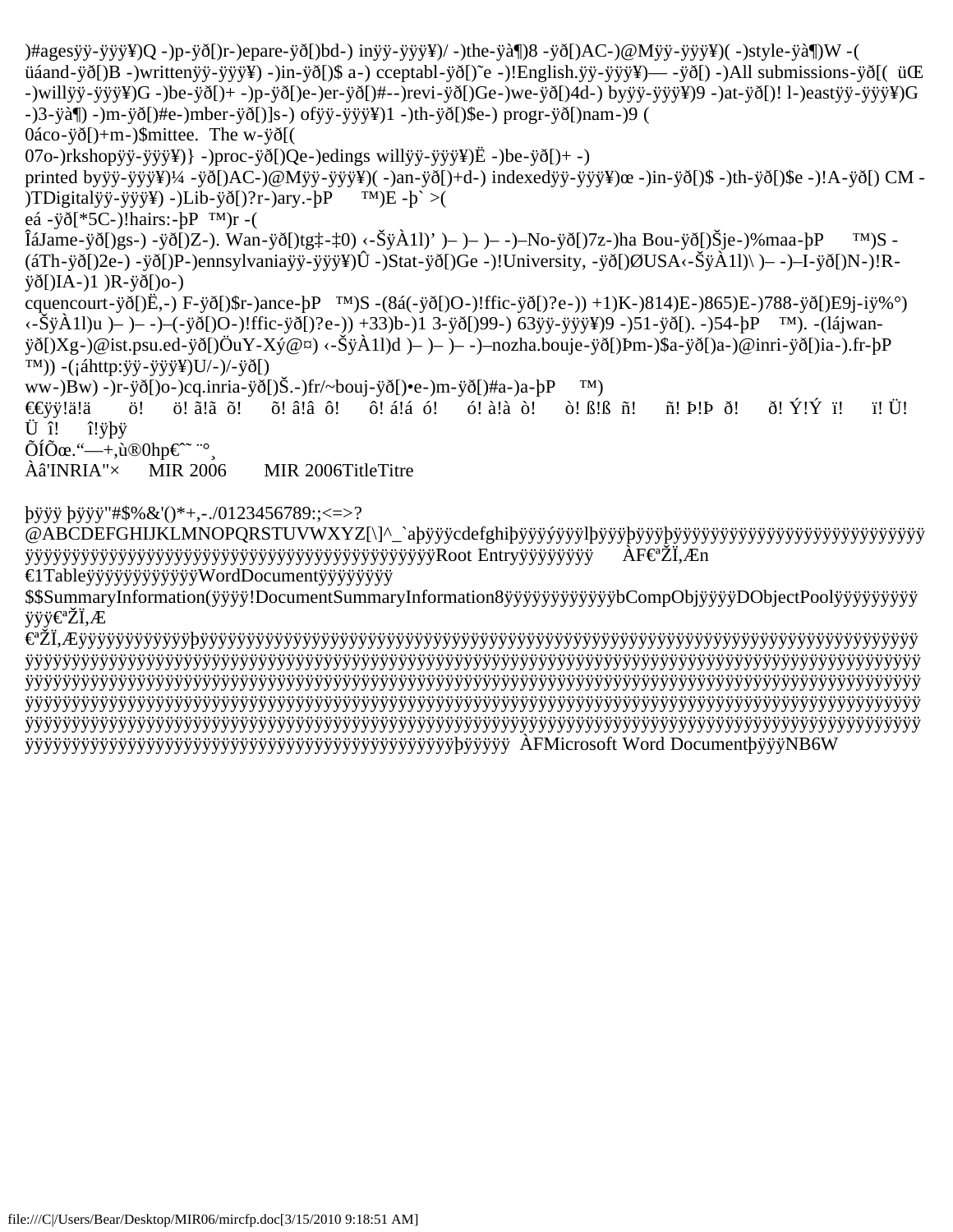)#agesÿÿ-ÿÿÿ¥)Q -)p-ÿð[)r-)epare-ÿð[)bd-) inÿÿ-ÿÿÿ¥)/ -)the-ÿà¶)8 -ÿð[)AC-)@Mÿÿ-ÿÿÿ¥)( -)style-ÿà¶)W -( üáand-ÿð[)B -)writtenÿÿ-ÿÿÿ¥) -)in-ÿð[)$ a-) cceptabl-ÿð[)˜e -)!English.ÿÿ-ÿÿÿ¥)— -ÿð[) -)All submissions-ÿð[( üŒ -)willÿÿ-ÿÿÿ¥)G -)be-ÿð[)+ -)p-ÿð[)e-)er-ÿð[)#--)revi-ÿð[)Ge-)we-ÿð[)4d-) byÿÿ-ÿÿÿ¥)9 -)at-ÿð[)! l-)eastÿÿ-ÿÿÿ¥)G -)3-ÿà¶) -)m-ÿð[)#e-)mber-ÿð[)]s-) ofÿÿ-ÿÿÿ¥)1 -)th-ÿð[)$e-) progr-ÿð[)nam-)9 ( 0áco-ÿð[)+m-)$mittee. The w-ÿð[( 07o-)rkshopÿÿ-ÿÿÿ¥)} -)proc-ÿð[)Qe-)edings willÿÿ-ÿÿÿ¥)Ë -)be-ÿð[)+ -) printed byÿÿ-ÿÿÿ¥)¼ -ÿð[)AC-)@Mÿÿ-ÿÿÿ¥)( -)an-ÿð[)+d-) indexedÿÿ-ÿÿÿ¥)œ -)in-ÿð[)$ -)th-ÿð[)$e -)!A-ÿð[) CM -)TDigitalÿÿ-ÿÿÿ¥) -)Lib-ÿð[)?r-)ary.-þP ™)E -þ` >( eá -ÿð[*5C-)!hairs:-þP ™)r -( ÎáJame-ÿð[)gs-) -ÿð[)Z-). Wan-ÿð[)tg‡-‡0) ‹-ŠÿÀ1l)’ )– )– )– -)–No-ÿð[)7z-)ha Bou-ÿð[)Šje-)%maa-þP ™)S -(áTh-ÿð[)2e-) -ÿð[)P-)ennsylvaniaÿÿ-ÿÿÿ¥)Û -)Stat-ÿð[)Ge -)!University, -ÿð[)ØUSA‹-ŠÿÀ1l)\ )– -)–I-ÿð[)N-)!R-ÿð[)IA-)1 )R-ÿð[)o-) cquencourt-ÿð[)Ë,-) F-ÿð[)$r-)ance-þP ™)S -(8á(-ÿð[)O-)!ffic-ÿð[)?e-)) +1)K-)814)E-)865)E-)788-ÿð[)E9j-iÿ%°) ‹-ŠÿÀ1l)u )– )– -)–(-ÿð[)O-)!ffic-ÿð[)?e-)) +33)b-)1 3-ÿð[)99-) 63ÿÿ-ÿÿÿ¥)9 -)51-ÿð[). -)54-þP ™). -(lájwan-ÿð[)Xg-)@ist.psu.ed-ÿð[)ÖuY-Xý@¤) ‹-ŠÿÀ1l)d )– )– -)–nozha.bouje-ÿð[)Þm-)$a-ÿð[)a-)@inri-ÿð[)ia-).fr-þP ™)) -(¡áhttp:ÿÿ-ÿÿÿ¥)U/-)/-ÿð[) ww-)Bw) -)r-ÿð[)o-)cq.inria-ÿð[)Š.-)fr/~bouj-ÿð[)•e-)m-ÿð[)#a-)a-þP ™)
€€ÿÿ!ä!ä ö! ö! ã!ã õ! õ! â!â ô! ô! á!á ó! ó! à!à ò! ò! ß!ß ñ! ñ! Þ!Þ ð! ð! Ý!Ý ï! ï! Ü! Ü î! î!ÿþÿ
ÕÍÕœ.“—+,ù®0hp€˜ ¨°¸
Àâ'INRIA"× MIR 2006 MIR 2006TitleTitre

þÿÿÿ þÿÿÿ"#$%&'()*+,-./0123456789:;<=>?
@ABCDEFGHIJKLMNOPQRSTUVWXYZ[\]^_`aþÿÿÿcdefghiþÿÿÿýÿÿÿlþÿÿÿþÿÿÿþÿÿÿÿÿÿÿÿÿÿÿÿÿÿÿÿÿÿÿÿÿÿÿÿÿÿÿÿÿÿÿÿÿÿÿÿÿÿÿÿÿÿÿÿÿÿÿÿÿÿÿÿÿÿÿÿÿÿÿÿÿÿÿÿÿÿÿÿÿÿÿRoot Entryÿÿÿÿÿÿÿÿ ÀF€ªŽÏ‚Æn €1TableÿÿÿÿÿÿÿÿÿÿÿÿWordDocumentÿÿÿÿÿÿÿÿ $$SummaryInformation(ÿÿÿÿ!DocumentSummaryInformation8ÿÿÿÿÿÿÿÿÿÿÿÿbCompObjÿÿÿÿDObjectPoolÿÿÿÿÿÿÿÿÿÿÿÿ€ªŽÏ‚Æ
€ªŽÏ‚Æÿÿÿÿÿÿÿÿÿÿÿÿþÿÿÿÿÿÿÿÿÿÿÿÿÿÿÿÿÿÿÿÿÿÿÿÿÿÿÿÿÿÿÿÿÿÿÿÿÿÿÿÿÿÿÿÿÿÿÿÿÿÿÿÿÿÿÿÿÿÿÿÿÿÿÿÿÿÿÿÿÿÿÿÿÿÿÿÿÿÿÿÿÿÿÿÿÿÿÿÿÿÿÿÿÿÿÿÿÿÿÿÿÿÿÿÿÿÿÿÿÿÿÿÿÿÿÿÿÿÿÿÿÿÿÿÿÿÿÿÿÿÿÿÿÿÿÿÿÿÿÿÿÿÿÿÿÿÿÿÿÿÿÿÿÿÿÿÿÿÿÿÿÿÿÿÿÿÿÿÿÿÿÿÿÿÿÿÿÿÿÿÿÿÿÿÿÿÿÿÿÿÿÿÿÿÿÿÿÿÿÿÿÿÿÿÿÿÿÿÿÿÿÿÿÿÿÿÿÿÿÿÿÿÿÿÿÿÿÿÿÿÿÿÿÿÿÿÿÿÿÿÿÿÿÿÿÿÿÿÿÿÿÿÿÿÿÿÿÿÿÿÿÿÿÿÿÿÿÿÿÿÿÿÿÿÿÿÿÿÿÿÿÿÿÿÿÿÿÿÿÿÿÿÿÿÿÿÿÿÿÿÿÿÿÿÿÿÿÿÿÿÿÿÿÿÿÿÿÿÿÿÿÿÿÿÿÿÿÿÿÿÿÿÿÿÿÿÿÿÿÿÿÿÿÿÿÿÿÿÿÿÿÿÿÿÿÿÿÿÿÿÿÿÿÿÿÿÿÿÿÿÿÿÿÿÿÿÿÿÿÿÿÿÿÿÿÿÿÿÿÿÿÿÿÿÿÿÿÿÿÿÿÿÿÿÿÿÿÿÿÿÿÿÿÿÿÿÿÿÿÿÿÿÿÿÿÿÿÿÿÿÿÿÿÿÿÿÿÿÿÿÿÿÿÿÿÿÿÿÿÿÿÿÿÿÿÿÿÿÿÿÿÿÿÿÿÿÿÿÿÿÿÿÿÿÿÿÿÿÿÿÿÿÿÿÿÿÿÿÿÿÿÿÿÿÿÿÿÿÿÿÿÿÿÿÿÿÿÿÿÿÿÿÿÿÿÿÿÿÿÿÿÿÿÿÿÿÿÿÿÿÿÿÿÿÿÿÿÿÿÿÿÿÿÿÿÿÿÿÿÿÿÿÿÿÿÿÿÿÿÿÿÿÿÿÿÿÿÿÿÿÿÿÿÿÿÿÿÿÿÿÿÿÿÿÿÿÿÿÿÿÿÿÿÿÿÿÿÿÿÿÿÿÿÿÿÿÿÿÿÿÿÿÿÿÿÿÿÿÿÿÿÿÿÿÿÿÿÿÿÿÿÿÿÿÿÿÿÿÿÿÿÿÿÿÿÿÿÿÿÿÿÿÿÿþÿÿÿÿÿ ÀFMicrosoft Word DocumentþÿÿÿNB6W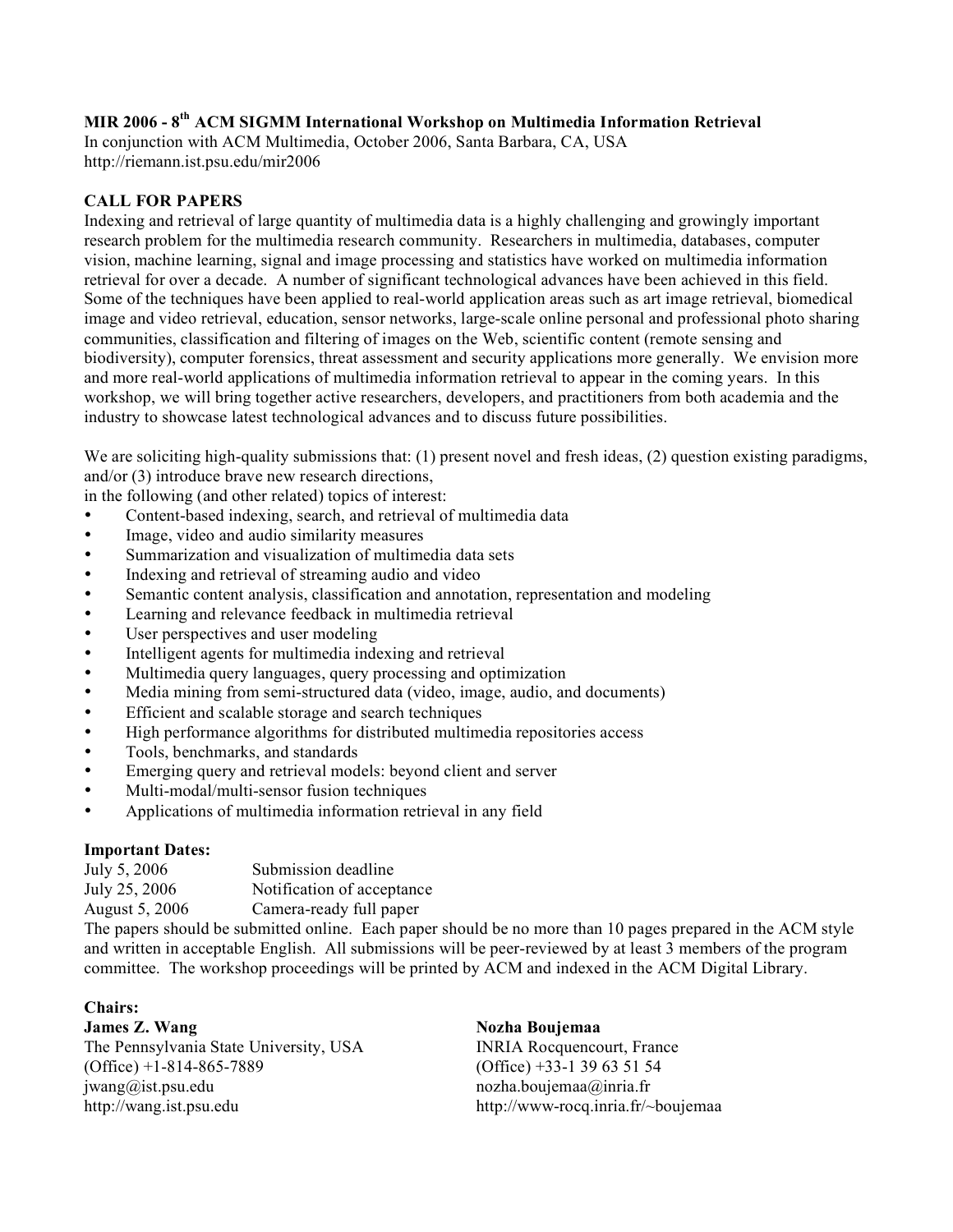**MIR 2006 - 8$^{th}$ ACM SIGMM International Workshop on Multimedia Information Retrieval**
In conjunction with ACM Multimedia, October 2006, Santa Barbara, CA, USA
http://riemann.ist.psu.edu/mir2006

**CALL FOR PAPERS**

Indexing and retrieval of large quantity of multimedia data is a highly challenging and growingly important research problem for the multimedia research community. Researchers in multimedia, databases, computer vision, machine learning, signal and image processing and statistics have worked on multimedia information retrieval for over a decade. A number of significant technological advances have been achieved in this field. Some of the techniques have been applied to real-world application areas such as art image retrieval, biomedical image and video retrieval, education, sensor networks, large-scale online personal and professional photo sharing communities, classification and filtering of images on the Web, scientific content (remote sensing and biodiversity), computer forensics, threat assessment and security applications more generally. We envision more and more real-world applications of multimedia information retrieval to appear in the coming years. In this workshop, we will bring together active researchers, developers, and practitioners from both academia and the industry to showcase latest technological advances and to discuss future possibilities.

We are soliciting high-quality submissions that: (1) present novel and fresh ideas, (2) question existing paradigms, and/or (3) introduce brave new research directions,
in the following (and other related) topics of interest:

- Content-based indexing, search, and retrieval of multimedia data
- Image, video and audio similarity measures
- Summarization and visualization of multimedia data sets
- Indexing and retrieval of streaming audio and video
- Semantic content analysis, classification and annotation, representation and modeling
- Learning and relevance feedback in multimedia retrieval
- User perspectives and user modeling
- Intelligent agents for multimedia indexing and retrieval
- Multimedia query languages, query processing and optimization
- Media mining from semi-structured data (video, image, audio, and documents)
- Efficient and scalable storage and search techniques
- High performance algorithms for distributed multimedia repositories access
- Tools, benchmarks, and standards
- Emerging query and retrieval models: beyond client and server
- Multi-modal/multi-sensor fusion techniques
- Applications of multimedia information retrieval in any field

**Important Dates:**

| | |
|---|---|
| July 5, 2006 | Submission deadline |
| July 25, 2006 | Notification of acceptance |
| August 5, 2006 | Camera-ready full paper |

The papers should be submitted online. Each paper should be no more than 10 pages prepared in the ACM style and written in acceptable English. All submissions will be peer-reviewed by at least 3 members of the program committee. The workshop proceedings will be printed by ACM and indexed in the ACM Digital Library.

**Chairs:**

**James Z. Wang**
The Pennsylvania State University, USA
(Office) +1-814-865-7889
jwang@ist.psu.edu
http://wang.ist.psu.edu

**Nozha Boujemaa**
INRIA Rocquencourt, France
(Office) +33-1 39 63 51 54
nozha.boujemaa@inria.fr
http://www-rocq.inria.fr/~boujemaa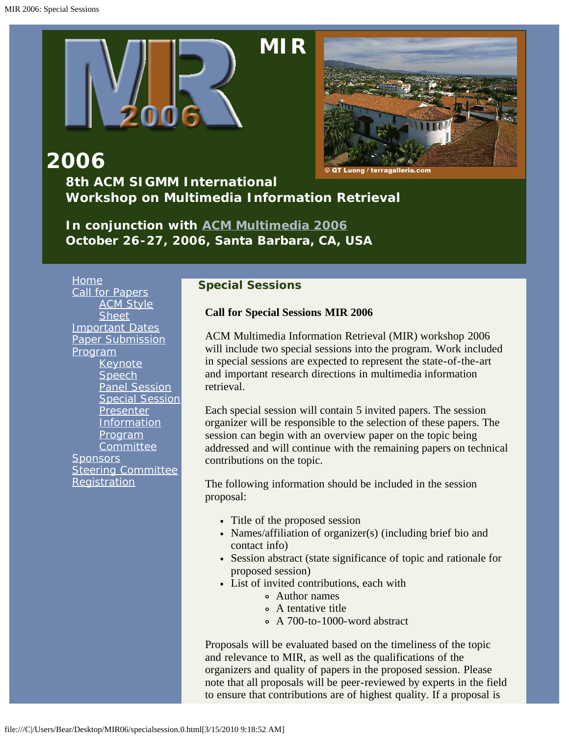# MIR 2006

## 8th ACM SIGMM International Workshop on Multimedia Information Retrieval

**In conjunction with ACM Multimedia 2006**
**October 26-27, 2006, Santa Barbara, CA, USA**

- Home
- Call for Papers
  - ACM Style Sheet
- Important Dates
- Paper Submission
- Program
  - Keynote Speech
  - Panel Session
  - Special Session
  - Presenter Information
  - Program Committee
- Sponsors
- Steering Committee
- Registration

## Special Sessions

**Call for Special Sessions MIR 2006**

ACM Multimedia Information Retrieval (MIR) workshop 2006 will include two special sessions into the program. Work included in special sessions are expected to represent the state-of-the-art and important research directions in multimedia information retrieval.

Each special session will contain 5 invited papers. The session organizer will be responsible to the selection of these papers. The session can begin with an overview paper on the topic being addressed and will continue with the remaining papers on technical contributions on the topic.

The following information should be included in the session proposal:

- Title of the proposed session
- Names/affiliation of organizer(s) (including brief bio and contact info)
- Session abstract (state significance of topic and rationale for proposed session)
- List of invited contributions, each with
  - Author names
  - A tentative title
  - A 700-to-1000-word abstract

Proposals will be evaluated based on the timeliness of the topic and relevance to MIR, as well as the qualifications of the organizers and quality of papers in the proposed session. Please note that all proposals will be peer-reviewed by experts in the field to ensure that contributions are of highest quality. If a proposal is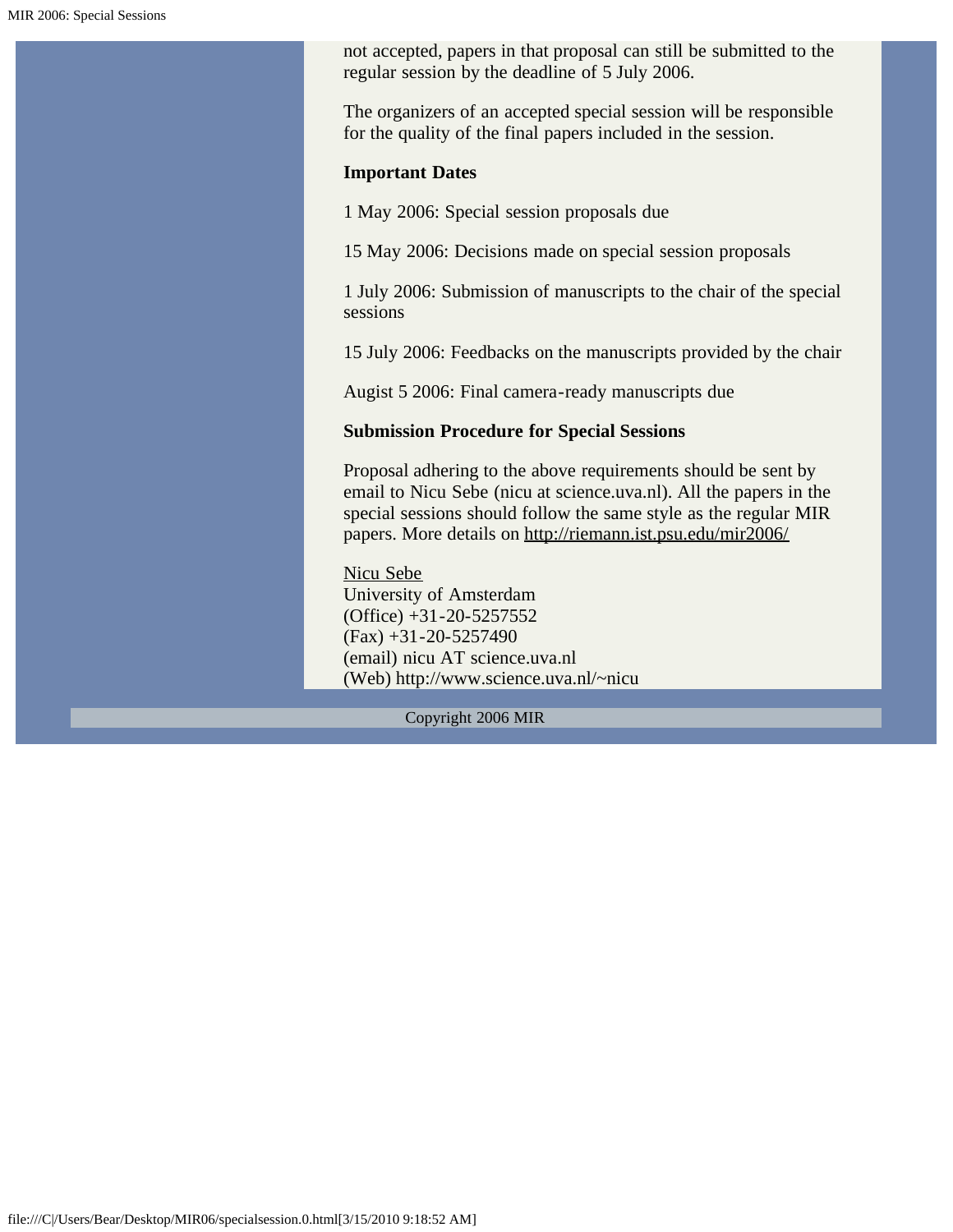not accepted, papers in that proposal can still be submitted to the regular session by the deadline of 5 July 2006.

The organizers of an accepted special session will be responsible for the quality of the final papers included in the session.

**Important Dates**

1 May 2006: Special session proposals due

15 May 2006: Decisions made on special session proposals

1 July 2006: Submission of manuscripts to the chair of the special sessions

15 July 2006: Feedbacks on the manuscripts provided by the chair

Augist 5 2006: Final camera-ready manuscripts due

**Submission Procedure for Special Sessions**

Proposal adhering to the above requirements should be sent by email to Nicu Sebe (nicu at science.uva.nl). All the papers in the special sessions should follow the same style as the regular MIR papers. More details on http://riemann.ist.psu.edu/mir2006/

Nicu Sebe
University of Amsterdam
(Office) +31-20-5257552
(Fax) +31-20-5257490
(email) nicu AT science.uva.nl
(Web) http://www.science.uva.nl/~nicu

Copyright 2006 MIR